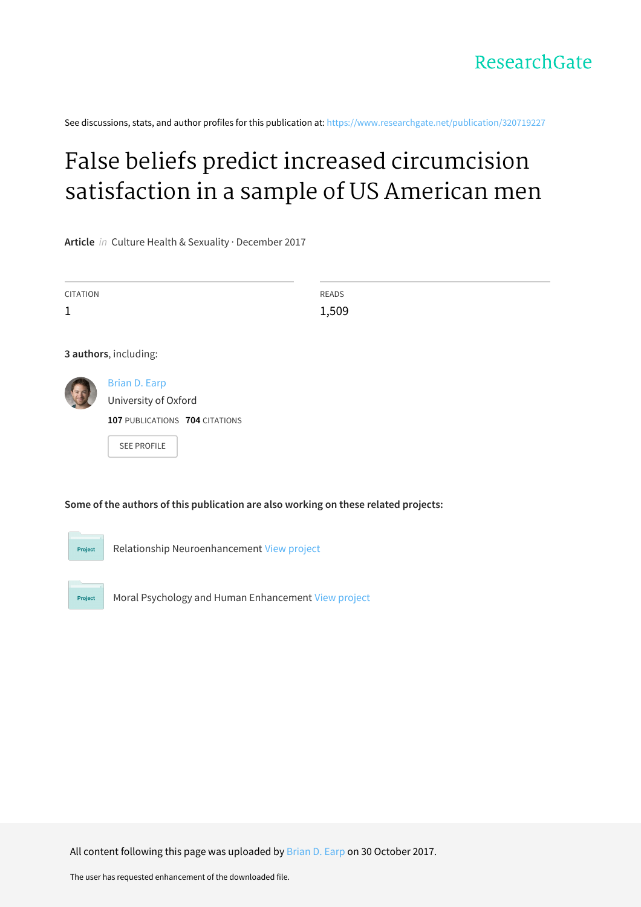ResearchGate

See discussions, stats, and author profiles for this publication at: https://www.researchgate.net/publication/320719227

# False beliefs predict increased circumcision satisfaction in a sample of US American men

**Article** *in* Culture Health & Sexuality · December 2017

| CITATION | READS |
| --- | --- |
| 1 | 1,509 |

**3 authors**, including:

Brian D. Earp
University of Oxford
**107** PUBLICATIONS **704** CITATIONS

SEE PROFILE

**Some of the authors of this publication are also working on these related projects:**

Project: Relationship Neuroenhancement View project

Project: Moral Psychology and Human Enhancement View project

All content following this page was uploaded by Brian D. Earp on 30 October 2017.

The user has requested enhancement of the downloaded file.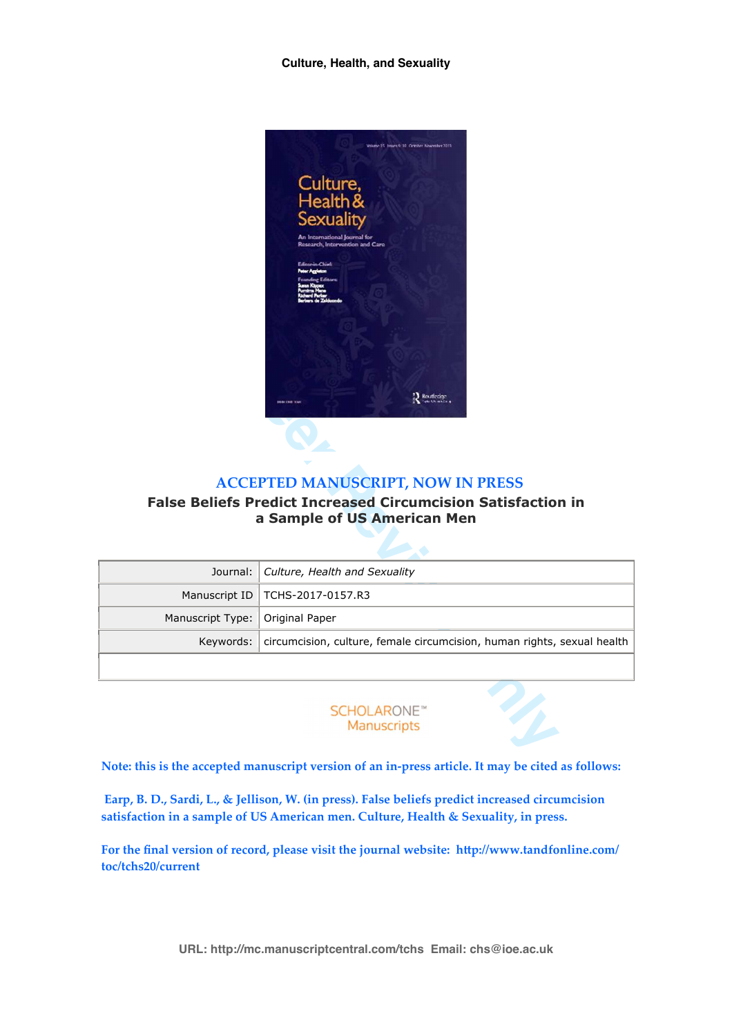Culture, Health, and Sexuality

**ACCEPTED MANUSCRIPT, NOW IN PRESS**

# False Beliefs Predict Increased Circumcision Satisfaction in a Sample of US American Men

| Journal: | *Culture, Health and Sexuality* |
|---|---|
| Manuscript ID | TCHS-2017-0157.R3 |
| Manuscript Type: | Original Paper |
| Keywords: | circumcision, culture, female circumcision, human rights, sexual health |

SCHOLARONE™ Manuscripts

Note: this is the accepted manuscript version of an in-press article. It may be cited as follows:

Earp, B. D., Sardi, L., & Jellison, W. (in press). False beliefs predict increased circumcision satisfaction in a sample of US American men. Culture, Health & Sexuality, in press.

For the final version of record, please visit the journal website: http://www.tandfonline.com/toc/tchs20/current

URL: http://mc.manuscriptcentral.com/tchs Email: chs@ioe.ac.uk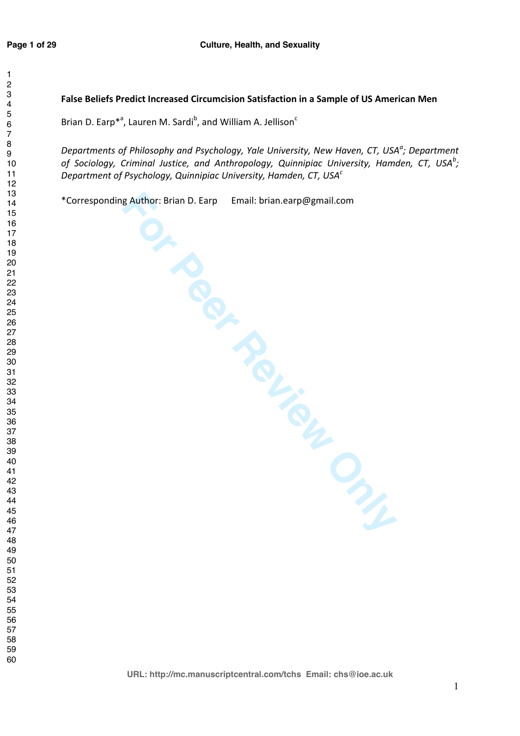**False Beliefs Predict Increased Circumcision Satisfaction in a Sample of US American Men**

Brian D. Earp*[a], Lauren M. Sardi[b], and William A. Jellison[c]

*Departments of Philosophy and Psychology, Yale University, New Haven, CT, USA*[a]*; Department of Sociology, Criminal Justice, and Anthropology, Quinnipiac University, Hamden, CT, USA*[b]*; Department of Psychology, Quinnipiac University, Hamden, CT, USA*[c]

*Corresponding Author: Brian D. Earp  Email: brian.earp@gmail.com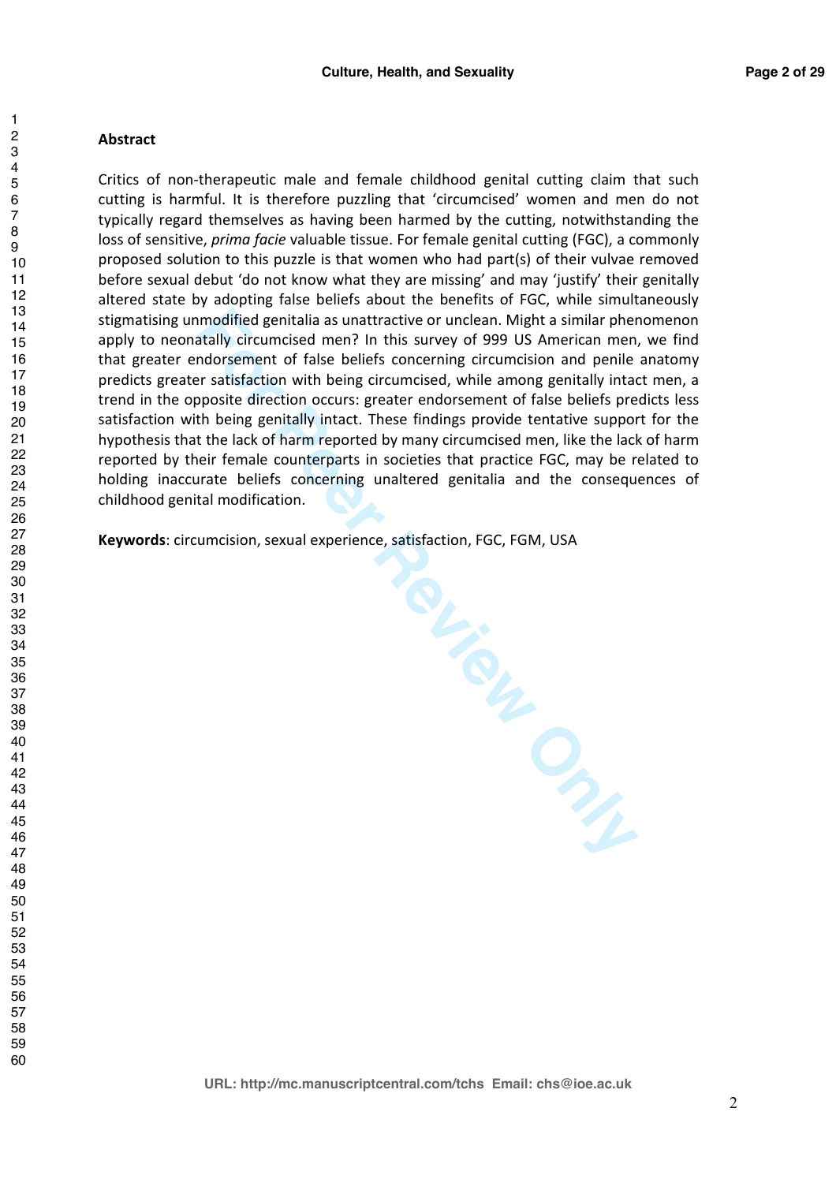## Abstract

Critics of non-therapeutic male and female childhood genital cutting claim that such cutting is harmful. It is therefore puzzling that 'circumcised' women and men do not typically regard themselves as having been harmed by the cutting, notwithstanding the loss of sensitive, *prima facie* valuable tissue. For female genital cutting (FGC), a commonly proposed solution to this puzzle is that women who had part(s) of their vulvae removed before sexual debut 'do not know what they are missing' and may 'justify' their genitally altered state by adopting false beliefs about the benefits of FGC, while simultaneously stigmatising unmodified genitalia as unattractive or unclean. Might a similar phenomenon apply to neonatally circumcised men? In this survey of 999 US American men, we find that greater endorsement of false beliefs concerning circumcision and penile anatomy predicts greater satisfaction with being circumcised, while among genitally intact men, a trend in the opposite direction occurs: greater endorsement of false beliefs predicts less satisfaction with being genitally intact. These findings provide tentative support for the hypothesis that the lack of harm reported by many circumcised men, like the lack of harm reported by their female counterparts in societies that practice FGC, may be related to holding inaccurate beliefs concerning unaltered genitalia and the consequences of childhood genital modification.

**Keywords**: circumcision, sexual experience, satisfaction, FGC, FGM, USA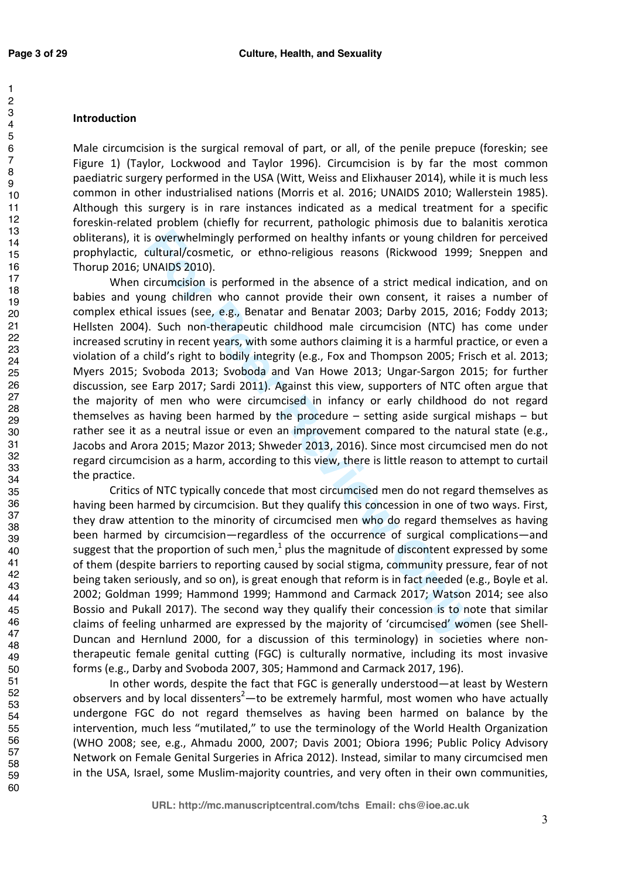## Introduction

Male circumcision is the surgical removal of part, or all, of the penile prepuce (foreskin; see Figure 1) (Taylor, Lockwood and Taylor 1996). Circumcision is by far the most common paediatric surgery performed in the USA (Witt, Weiss and Elixhauser 2014), while it is much less common in other industrialised nations (Morris et al. 2016; UNAIDS 2010; Wallerstein 1985). Although this surgery is in rare instances indicated as a medical treatment for a specific foreskin-related problem (chiefly for recurrent, pathologic phimosis due to balanitis xerotica obliterans), it is overwhelmingly performed on healthy infants or young children for perceived prophylactic, cultural/cosmetic, or ethno-religious reasons (Rickwood 1999; Sneppen and Thorup 2016; UNAIDS 2010).

When circumcision is performed in the absence of a strict medical indication, and on babies and young children who cannot provide their own consent, it raises a number of complex ethical issues (see, e.g., Benatar and Benatar 2003; Darby 2015, 2016; Foddy 2013; Hellsten 2004). Such non-therapeutic childhood male circumcision (NTC) has come under increased scrutiny in recent years, with some authors claiming it is a harmful practice, or even a violation of a child's right to bodily integrity (e.g., Fox and Thompson 2005; Frisch et al. 2013; Myers 2015; Svoboda 2013; Svoboda and Van Howe 2013; Ungar-Sargon 2015; for further discussion, see Earp 2017; Sardi 2011). Against this view, supporters of NTC often argue that the majority of men who were circumcised in infancy or early childhood do not regard themselves as having been harmed by the procedure – setting aside surgical mishaps – but rather see it as a neutral issue or even an improvement compared to the natural state (e.g., Jacobs and Arora 2015; Mazor 2013; Shweder 2013, 2016). Since most circumcised men do not regard circumcision as a harm, according to this view, there is little reason to attempt to curtail the practice.

Critics of NTC typically concede that most circumcised men do not regard themselves as having been harmed by circumcision. But they qualify this concession in one of two ways. First, they draw attention to the minority of circumcised men who do regard themselves as having been harmed by circumcision—regardless of the occurrence of surgical complications—and suggest that the proportion of such men,[1] plus the magnitude of discontent expressed by some of them (despite barriers to reporting caused by social stigma, community pressure, fear of not being taken seriously, and so on), is great enough that reform is in fact needed (e.g., Boyle et al. 2002; Goldman 1999; Hammond 1999; Hammond and Carmack 2017; Watson 2014; see also Bossio and Pukall 2017). The second way they qualify their concession is to note that similar claims of feeling unharmed are expressed by the majority of 'circumcised' women (see Shell-Duncan and Hernlund 2000, for a discussion of this terminology) in societies where non-therapeutic female genital cutting (FGC) is culturally normative, including its most invasive forms (e.g., Darby and Svoboda 2007, 305; Hammond and Carmack 2017, 196).

In other words, despite the fact that FGC is generally understood—at least by Western observers and by local dissenters[2]—to be extremely harmful, most women who have actually undergone FGC do not regard themselves as having been harmed on balance by the intervention, much less "mutilated," to use the terminology of the World Health Organization (WHO 2008; see, e.g., Ahmadu 2000, 2007; Davis 2001; Obiora 1996; Public Policy Advisory Network on Female Genital Surgeries in Africa 2012). Instead, similar to many circumcised men in the USA, Israel, some Muslim-majority countries, and very often in their own communities,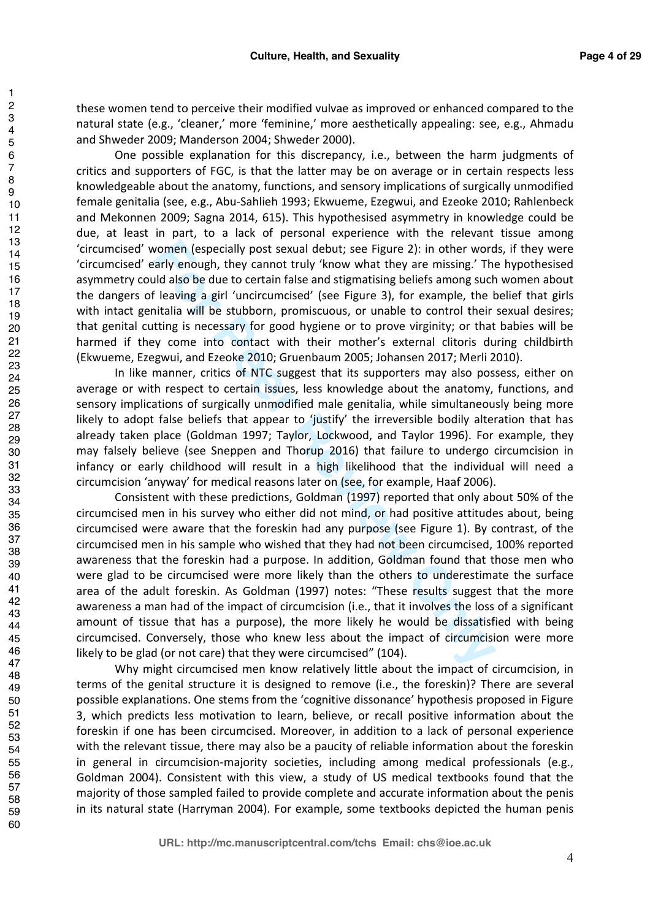these women tend to perceive their modified vulvae as improved or enhanced compared to the natural state (e.g., 'cleaner,' more 'feminine,' more aesthetically appealing: see, e.g., Ahmadu and Shweder 2009; Manderson 2004; Shweder 2000).

One possible explanation for this discrepancy, i.e., between the harm judgments of critics and supporters of FGC, is that the latter may be on average or in certain respects less knowledgeable about the anatomy, functions, and sensory implications of surgically unmodified female genitalia (see, e.g., Abu-Sahlieh 1993; Ekwueme, Ezegwui, and Ezeoke 2010; Rahlenbeck and Mekonnen 2009; Sagna 2014, 615). This hypothesised asymmetry in knowledge could be due, at least in part, to a lack of personal experience with the relevant tissue among 'circumcised' women (especially post sexual debut; see Figure 2): in other words, if they were 'circumcised' early enough, they cannot truly 'know what they are missing.' The hypothesised asymmetry could also be due to certain false and stigmatising beliefs among such women about the dangers of leaving a girl 'uncircumcised' (see Figure 3), for example, the belief that girls with intact genitalia will be stubborn, promiscuous, or unable to control their sexual desires; that genital cutting is necessary for good hygiene or to prove virginity; or that babies will be harmed if they come into contact with their mother's external clitoris during childbirth (Ekwueme, Ezegwui, and Ezeoke 2010; Gruenbaum 2005; Johansen 2017; Merli 2010).

In like manner, critics of NTC suggest that its supporters may also possess, either on average or with respect to certain issues, less knowledge about the anatomy, functions, and sensory implications of surgically unmodified male genitalia, while simultaneously being more likely to adopt false beliefs that appear to 'justify' the irreversible bodily alteration that has already taken place (Goldman 1997; Taylor, Lockwood, and Taylor 1996). For example, they may falsely believe (see Sneppen and Thorup 2016) that failure to undergo circumcision in infancy or early childhood will result in a high likelihood that the individual will need a circumcision 'anyway' for medical reasons later on (see, for example, Haaf 2006).

Consistent with these predictions, Goldman (1997) reported that only about 50% of the circumcised men in his survey who either did not mind, or had positive attitudes about, being circumcised were aware that the foreskin had any purpose (see Figure 1). By contrast, of the circumcised men in his sample who wished that they had not been circumcised, 100% reported awareness that the foreskin had a purpose. In addition, Goldman found that those men who were glad to be circumcised were more likely than the others to underestimate the surface area of the adult foreskin. As Goldman (1997) notes: "These results suggest that the more awareness a man had of the impact of circumcision (i.e., that it involves the loss of a significant amount of tissue that has a purpose), the more likely he would be dissatisfied with being circumcised. Conversely, those who knew less about the impact of circumcision were more likely to be glad (or not care) that they were circumcised" (104).

Why might circumcised men know relatively little about the impact of circumcision, in terms of the genital structure it is designed to remove (i.e., the foreskin)? There are several possible explanations. One stems from the 'cognitive dissonance' hypothesis proposed in Figure 3, which predicts less motivation to learn, believe, or recall positive information about the foreskin if one has been circumcised. Moreover, in addition to a lack of personal experience with the relevant tissue, there may also be a paucity of reliable information about the foreskin in general in circumcision-majority societies, including among medical professionals (e.g., Goldman 2004). Consistent with this view, a study of US medical textbooks found that the majority of those sampled failed to provide complete and accurate information about the penis in its natural state (Harryman 2004). For example, some textbooks depicted the human penis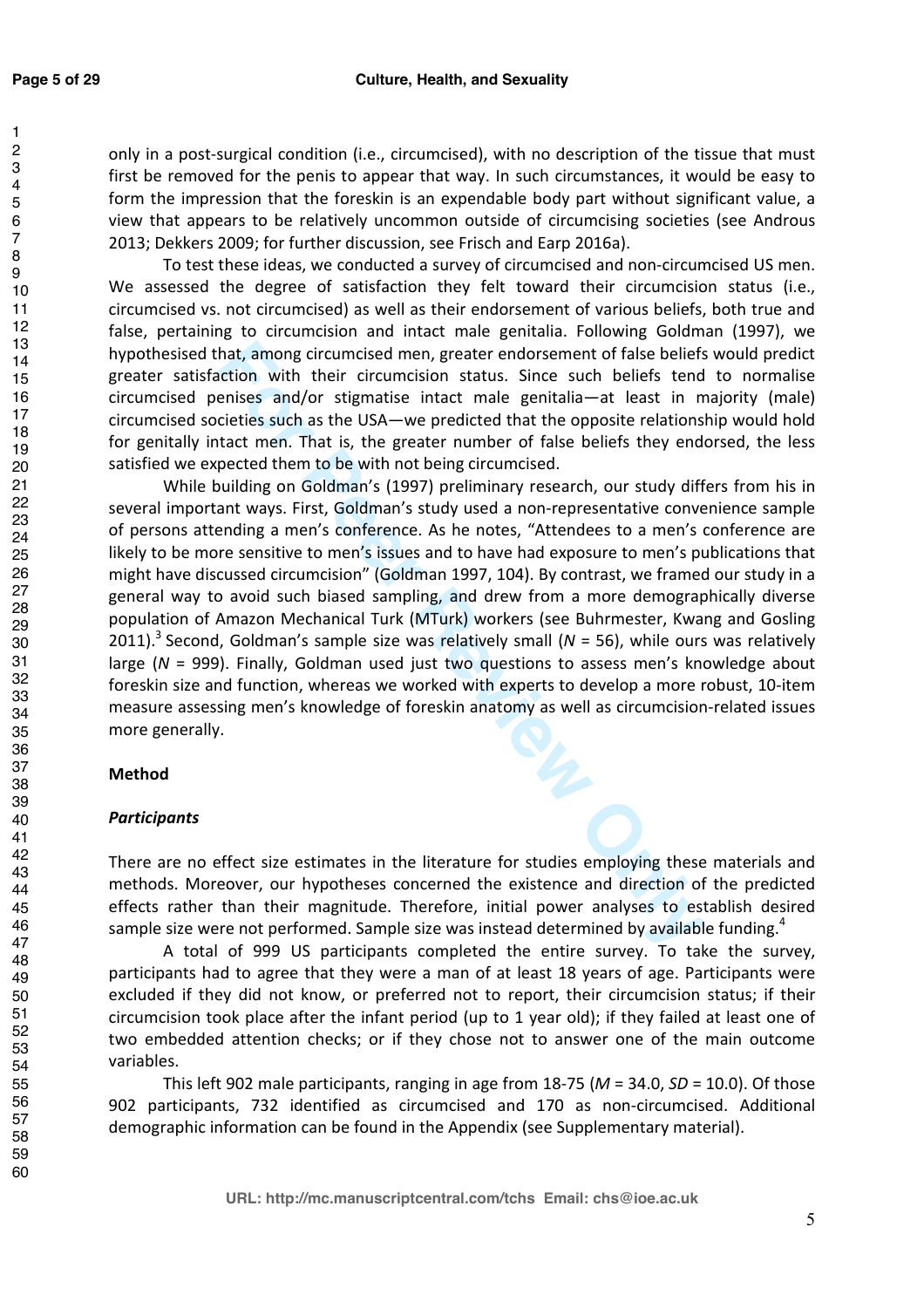only in a post-surgical condition (i.e., circumcised), with no description of the tissue that must first be removed for the penis to appear that way. In such circumstances, it would be easy to form the impression that the foreskin is an expendable body part without significant value, a view that appears to be relatively uncommon outside of circumcising societies (see Androus 2013; Dekkers 2009; for further discussion, see Frisch and Earp 2016a).

To test these ideas, we conducted a survey of circumcised and non-circumcised US men. We assessed the degree of satisfaction they felt toward their circumcision status (i.e., circumcised vs. not circumcised) as well as their endorsement of various beliefs, both true and false, pertaining to circumcision and intact male genitalia. Following Goldman (1997), we hypothesised that, among circumcised men, greater endorsement of false beliefs would predict greater satisfaction with their circumcision status. Since such beliefs tend to normalise circumcised penises and/or stigmatise intact male genitalia—at least in majority (male) circumcised societies such as the USA—we predicted that the opposite relationship would hold for genitally intact men. That is, the greater number of false beliefs they endorsed, the less satisfied we expected them to be with not being circumcised.

While building on Goldman's (1997) preliminary research, our study differs from his in several important ways. First, Goldman's study used a non-representative convenience sample of persons attending a men's conference. As he notes, "Attendees to a men's conference are likely to be more sensitive to men's issues and to have had exposure to men's publications that might have discussed circumcision" (Goldman 1997, 104). By contrast, we framed our study in a general way to avoid such biased sampling, and drew from a more demographically diverse population of Amazon Mechanical Turk (MTurk) workers (see Buhrmester, Kwang and Gosling 2011).[3] Second, Goldman's sample size was relatively small ($N$ = 56), while ours was relatively large ($N$ = 999). Finally, Goldman used just two questions to assess men's knowledge about foreskin size and function, whereas we worked with experts to develop a more robust, 10-item measure assessing men's knowledge of foreskin anatomy as well as circumcision-related issues more generally.

## Method

### *Participants*

There are no effect size estimates in the literature for studies employing these materials and methods. Moreover, our hypotheses concerned the existence and direction of the predicted effects rather than their magnitude. Therefore, initial power analyses to establish desired sample size were not performed. Sample size was instead determined by available funding.[4]

A total of 999 US participants completed the entire survey. To take the survey, participants had to agree that they were a man of at least 18 years of age. Participants were excluded if they did not know, or preferred not to report, their circumcision status; if their circumcision took place after the infant period (up to 1 year old); if they failed at least one of two embedded attention checks; or if they chose not to answer one of the main outcome variables.

This left 902 male participants, ranging in age from 18-75 ($M$ = 34.0, $SD$ = 10.0). Of those 902 participants, 732 identified as circumcised and 170 as non-circumcised. Additional demographic information can be found in the Appendix (see Supplementary material).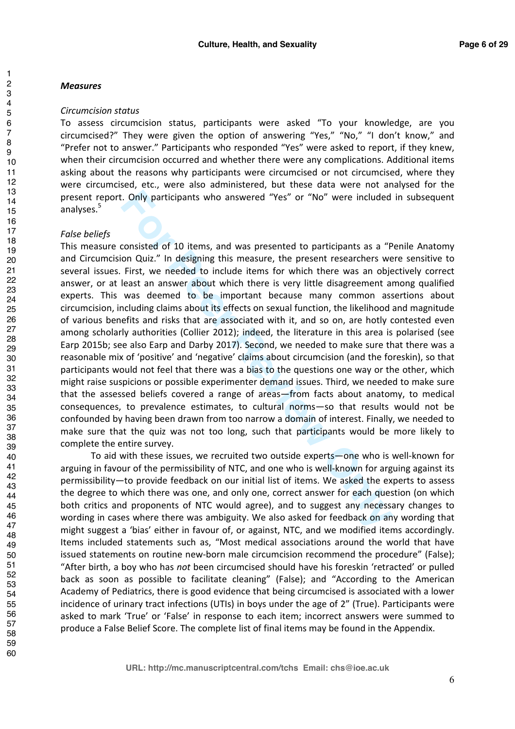***Measures***

*Circumcision status*

To assess circumcision status, participants were asked “To your knowledge, are you circumcised?” They were given the option of answering “Yes,” “No,” “I don’t know,” and “Prefer not to answer.” Participants who responded “Yes” were asked to report, if they knew, when their circumcision occurred and whether there were any complications. Additional items asking about the reasons why participants were circumcised or not circumcised, where they were circumcised, etc., were also administered, but these data were not analysed for the present report. Only participants who answered “Yes” or “No” were included in subsequent analyses.[5]

*False beliefs*

This measure consisted of 10 items, and was presented to participants as a “Penile Anatomy and Circumcision Quiz.” In designing this measure, the present researchers were sensitive to several issues. First, we needed to include items for which there was an objectively correct answer, or at least an answer about which there is very little disagreement among qualified experts. This was deemed to be important because many common assertions about circumcision, including claims about its effects on sexual function, the likelihood and magnitude of various benefits and risks that are associated with it, and so on, are hotly contested even among scholarly authorities (Collier 2012); indeed, the literature in this area is polarised (see Earp 2015b; see also Earp and Darby 2017). Second, we needed to make sure that there was a reasonable mix of ‘positive’ and ‘negative’ claims about circumcision (and the foreskin), so that participants would not feel that there was a bias to the questions one way or the other, which might raise suspicions or possible experimenter demand issues. Third, we needed to make sure that the assessed beliefs covered a range of areas—from facts about anatomy, to medical consequences, to prevalence estimates, to cultural norms—so that results would not be confounded by having been drawn from too narrow a domain of interest. Finally, we needed to make sure that the quiz was not too long, such that participants would be more likely to complete the entire survey.

To aid with these issues, we recruited two outside experts—one who is well-known for arguing in favour of the permissibility of NTC, and one who is well-known for arguing against its permissibility—to provide feedback on our initial list of items. We asked the experts to assess the degree to which there was one, and only one, correct answer for each question (on which both critics and proponents of NTC would agree), and to suggest any necessary changes to wording in cases where there was ambiguity. We also asked for feedback on any wording that might suggest a ‘bias’ either in favour of, or against, NTC, and we modified items accordingly. Items included statements such as, “Most medical associations around the world that have issued statements on routine new-born male circumcision recommend the procedure” (False); “After birth, a boy who has *not* been circumcised should have his foreskin ‘retracted’ or pulled back as soon as possible to facilitate cleaning” (False); and “According to the American Academy of Pediatrics, there is good evidence that being circumcised is associated with a lower incidence of urinary tract infections (UTIs) in boys under the age of 2” (True). Participants were asked to mark ‘True’ or ‘False’ in response to each item; incorrect answers were summed to produce a False Belief Score. The complete list of final items may be found in the Appendix.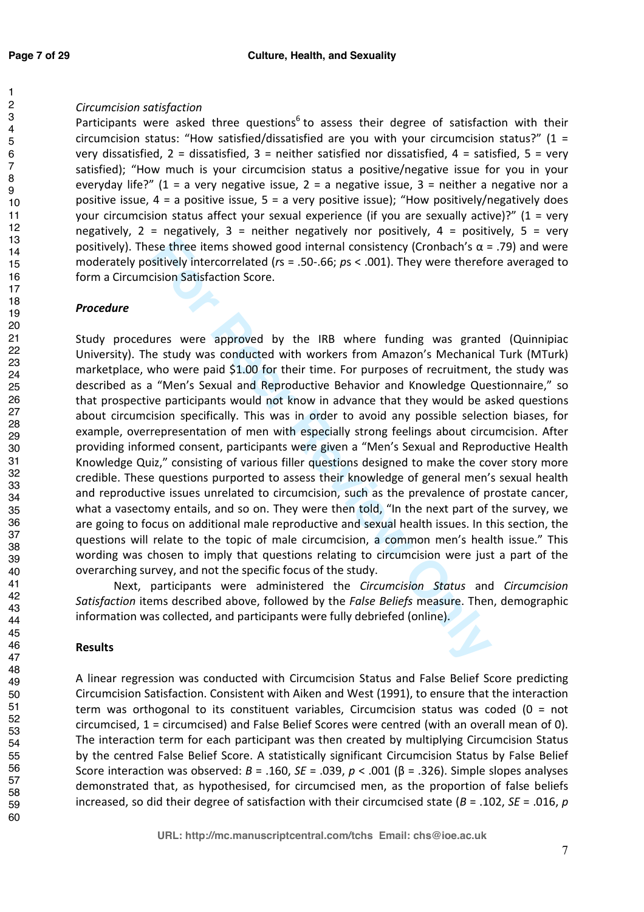*Circumcision satisfaction*

Participants were asked three questions[6] to assess their degree of satisfaction with their circumcision status: "How satisfied/dissatisfied are you with your circumcision status?" (1 = very dissatisfied, 2 = dissatisfied, 3 = neither satisfied nor dissatisfied, 4 = satisfied, 5 = very satisfied); "How much is your circumcision status a positive/negative issue for you in your everyday life?" (1 = a very negative issue, 2 = a negative issue, 3 = neither a negative nor a positive issue, 4 = a positive issue, 5 = a very positive issue); "How positively/negatively does your circumcision status affect your sexual experience (if you are sexually active)?" (1 = very negatively, 2 = negatively, 3 = neither negatively nor positively, 4 = positively, 5 = very positively). These three items showed good internal consistency (Cronbach's $\alpha$ = .79) and were moderately positively intercorrelated (*r*s = .50-.66; *p*s < .001). They were therefore averaged to form a Circumcision Satisfaction Score.

***Procedure***

Study procedures were approved by the IRB where funding was granted (Quinnipiac University). The study was conducted with workers from Amazon's Mechanical Turk (MTurk) marketplace, who were paid $1.00 for their time. For purposes of recruitment, the study was described as a "Men's Sexual and Reproductive Behavior and Knowledge Questionnaire," so that prospective participants would not know in advance that they would be asked questions about circumcision specifically. This was in order to avoid any possible selection biases, for example, overrepresentation of men with especially strong feelings about circumcision. After providing informed consent, participants were given a "Men's Sexual and Reproductive Health Knowledge Quiz," consisting of various filler questions designed to make the cover story more credible. These questions purported to assess their knowledge of general men's sexual health and reproductive issues unrelated to circumcision, such as the prevalence of prostate cancer, what a vasectomy entails, and so on. They were then told, "In the next part of the survey, we are going to focus on additional male reproductive and sexual health issues. In this section, the questions will relate to the topic of male circumcision, a common men's health issue." This wording was chosen to imply that questions relating to circumcision were just a part of the overarching survey, and not the specific focus of the study.

Next, participants were administered the *Circumcision Status* and *Circumcision Satisfaction* items described above, followed by the *False Beliefs* measure. Then, demographic information was collected, and participants were fully debriefed (online).

**Results**

A linear regression was conducted with Circumcision Status and False Belief Score predicting Circumcision Satisfaction. Consistent with Aiken and West (1991), to ensure that the interaction term was orthogonal to its constituent variables, Circumcision status was coded (0 = not circumcised, 1 = circumcised) and False Belief Scores were centred (with an overall mean of 0). The interaction term for each participant was then created by multiplying Circumcision Status by the centred False Belief Score. A statistically significant Circumcision Status by False Belief Score interaction was observed: $B$ = .160, $SE$ = .039, $p$ < .001 ($\beta$ = .326). Simple slopes analyses demonstrated that, as hypothesised, for circumcised men, as the proportion of false beliefs increased, so did their degree of satisfaction with their circumcised state ($B$ = .102, $SE$ = .016, $p$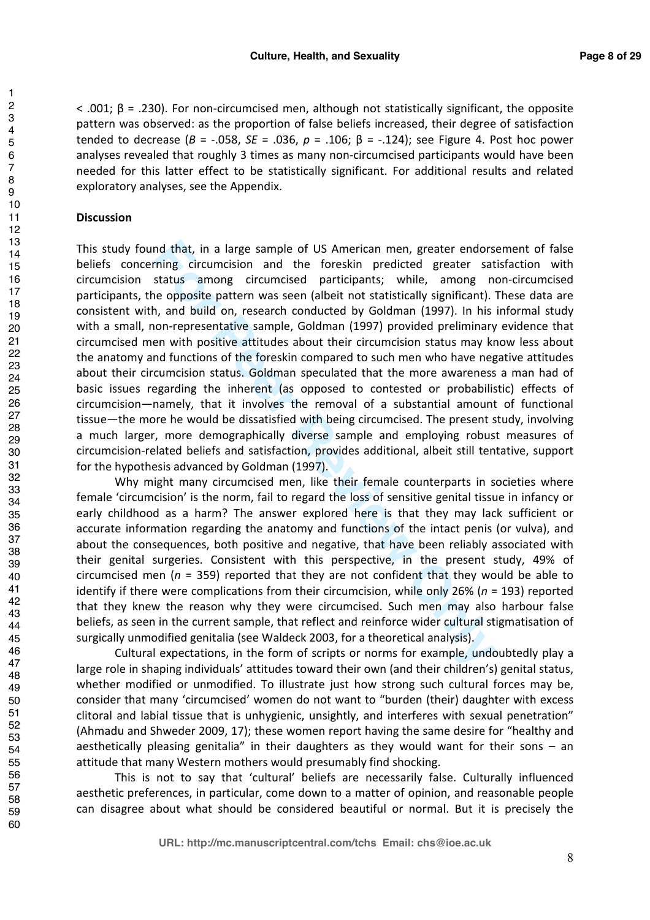< .001; β = .230). For non-circumcised men, although not statistically significant, the opposite pattern was observed: as the proportion of false beliefs increased, their degree of satisfaction tended to decrease ($B$ = -.058, $SE$ = .036, $p$ = .106; β = -.124); see Figure 4. Post hoc power analyses revealed that roughly 3 times as many non-circumcised participants would have been needed for this latter effect to be statistically significant. For additional results and related exploratory analyses, see the Appendix.

**Discussion**

This study found that, in a large sample of US American men, greater endorsement of false beliefs concerning circumcision and the foreskin predicted greater satisfaction with circumcision status among circumcised participants; while, among non-circumcised participants, the opposite pattern was seen (albeit not statistically significant). These data are consistent with, and build on, research conducted by Goldman (1997). In his informal study with a small, non-representative sample, Goldman (1997) provided preliminary evidence that circumcised men with positive attitudes about their circumcision status may know less about the anatomy and functions of the foreskin compared to such men who have negative attitudes about their circumcision status. Goldman speculated that the more awareness a man had of basic issues regarding the inherent (as opposed to contested or probabilistic) effects of circumcision—namely, that it involves the removal of a substantial amount of functional tissue—the more he would be dissatisfied with being circumcised. The present study, involving a much larger, more demographically diverse sample and employing robust measures of circumcision-related beliefs and satisfaction, provides additional, albeit still tentative, support for the hypothesis advanced by Goldman (1997).

Why might many circumcised men, like their female counterparts in societies where female 'circumcision' is the norm, fail to regard the loss of sensitive genital tissue in infancy or early childhood as a harm? The answer explored here is that they may lack sufficient or accurate information regarding the anatomy and functions of the intact penis (or vulva), and about the consequences, both positive and negative, that have been reliably associated with their genital surgeries. Consistent with this perspective, in the present study, 49% of circumcised men ($n$ = 359) reported that they are not confident that they would be able to identify if there were complications from their circumcision, while only 26% ($n$ = 193) reported that they knew the reason why they were circumcised. Such men may also harbour false beliefs, as seen in the current sample, that reflect and reinforce wider cultural stigmatisation of surgically unmodified genitalia (see Waldeck 2003, for a theoretical analysis).

Cultural expectations, in the form of scripts or norms for example, undoubtedly play a large role in shaping individuals' attitudes toward their own (and their children's) genital status, whether modified or unmodified. To illustrate just how strong such cultural forces may be, consider that many 'circumcised' women do not want to "burden (their) daughter with excess clitoral and labial tissue that is unhygienic, unsightly, and interferes with sexual penetration" (Ahmadu and Shweder 2009, 17); these women report having the same desire for "healthy and aesthetically pleasing genitalia" in their daughters as they would want for their sons – an attitude that many Western mothers would presumably find shocking.

This is not to say that 'cultural' beliefs are necessarily false. Culturally influenced aesthetic preferences, in particular, come down to a matter of opinion, and reasonable people can disagree about what should be considered beautiful or normal. But it is precisely the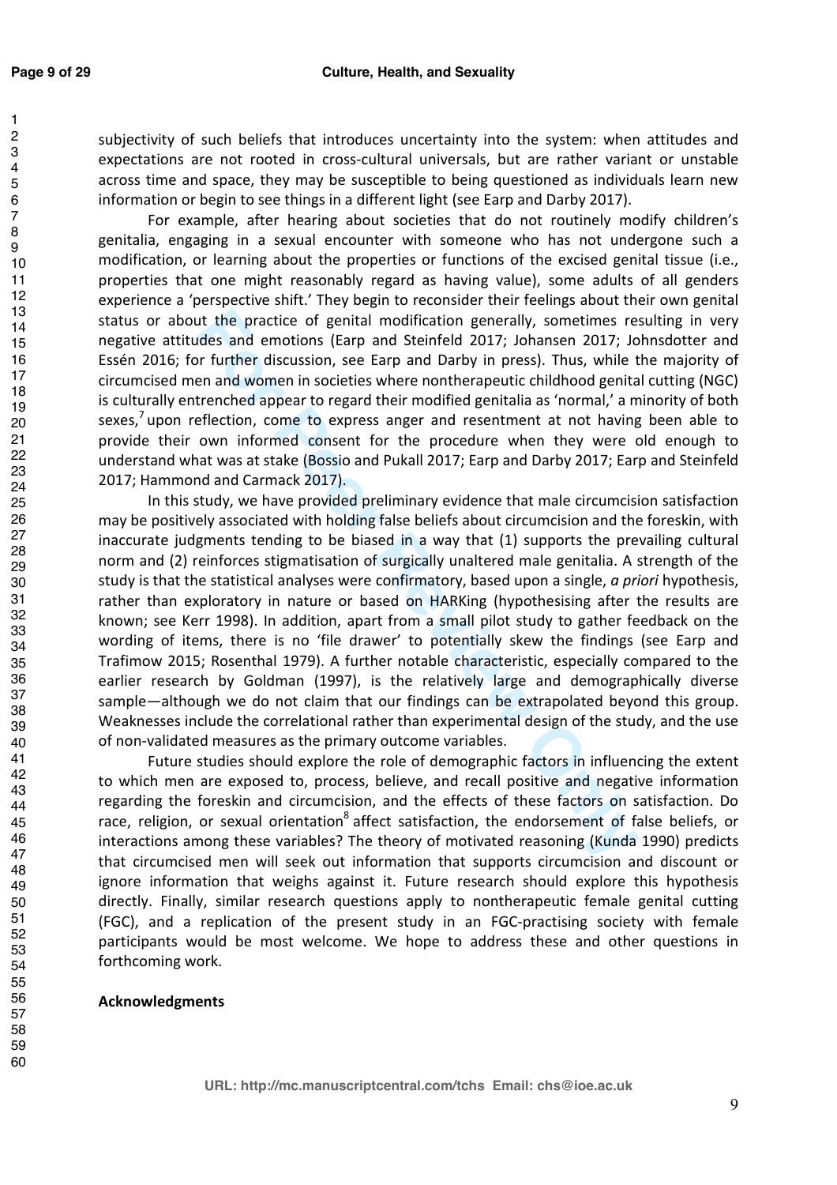subjectivity of such beliefs that introduces uncertainty into the system: when attitudes and expectations are not rooted in cross-cultural universals, but are rather variant or unstable across time and space, they may be susceptible to being questioned as individuals learn new information or begin to see things in a different light (see Earp and Darby 2017).

For example, after hearing about societies that do not routinely modify children's genitalia, engaging in a sexual encounter with someone who has not undergone such a modification, or learning about the properties or functions of the excised genital tissue (i.e., properties that one might reasonably regard as having value), some adults of all genders experience a 'perspective shift.' They begin to reconsider their feelings about their own genital status or about the practice of genital modification generally, sometimes resulting in very negative attitudes and emotions (Earp and Steinfeld 2017; Johansen 2017; Johnsdotter and Essén 2016; for further discussion, see Earp and Darby in press). Thus, while the majority of circumcised men and women in societies where nontherapeutic childhood genital cutting (NGC) is culturally entrenched appear to regard their modified genitalia as 'normal,' a minority of both sexes,[7] upon reflection, come to express anger and resentment at not having been able to provide their own informed consent for the procedure when they were old enough to understand what was at stake (Bossio and Pukall 2017; Earp and Darby 2017; Earp and Steinfeld 2017; Hammond and Carmack 2017).

In this study, we have provided preliminary evidence that male circumcision satisfaction may be positively associated with holding false beliefs about circumcision and the foreskin, with inaccurate judgments tending to be biased in a way that (1) supports the prevailing cultural norm and (2) reinforces stigmatisation of surgically unaltered male genitalia. A strength of the study is that the statistical analyses were confirmatory, based upon a single, *a priori* hypothesis, rather than exploratory in nature or based on HARKing (hypothesising after the results are known; see Kerr 1998). In addition, apart from a small pilot study to gather feedback on the wording of items, there is no 'file drawer' to potentially skew the findings (see Earp and Trafimow 2015; Rosenthal 1979). A further notable characteristic, especially compared to the earlier research by Goldman (1997), is the relatively large and demographically diverse sample—although we do not claim that our findings can be extrapolated beyond this group. Weaknesses include the correlational rather than experimental design of the study, and the use of non-validated measures as the primary outcome variables.

Future studies should explore the role of demographic factors in influencing the extent to which men are exposed to, process, believe, and recall positive and negative information regarding the foreskin and circumcision, and the effects of these factors on satisfaction. Do race, religion, or sexual orientation[8] affect satisfaction, the endorsement of false beliefs, or interactions among these variables? The theory of motivated reasoning (Kunda 1990) predicts that circumcised men will seek out information that supports circumcision and discount or ignore information that weighs against it. Future research should explore this hypothesis directly. Finally, similar research questions apply to nontherapeutic female genital cutting (FGC), and a replication of the present study in an FGC-practising society with female participants would be most welcome. We hope to address these and other questions in forthcoming work.

**Acknowledgments**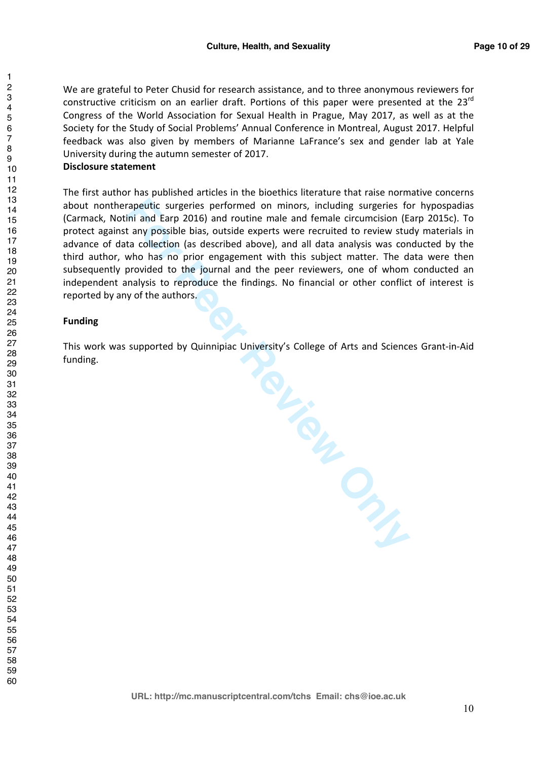We are grateful to Peter Chusid for research assistance, and to three anonymous reviewers for constructive criticism on an earlier draft. Portions of this paper were presented at the 23rd Congress of the World Association for Sexual Health in Prague, May 2017, as well as at the Society for the Study of Social Problems' Annual Conference in Montreal, August 2017. Helpful feedback was also given by members of Marianne LaFrance's sex and gender lab at Yale University during the autumn semester of 2017.

**Disclosure statement**

The first author has published articles in the bioethics literature that raise normative concerns about nontherapeutic surgeries performed on minors, including surgeries for hypospadias (Carmack, Notini and Earp 2016) and routine male and female circumcision (Earp 2015c). To protect against any possible bias, outside experts were recruited to review study materials in advance of data collection (as described above), and all data analysis was conducted by the third author, who has no prior engagement with this subject matter. The data were then subsequently provided to the journal and the peer reviewers, one of whom conducted an independent analysis to reproduce the findings. No financial or other conflict of interest is reported by any of the authors.

**Funding**

This work was supported by Quinnipiac University's College of Arts and Sciences Grant-in-Aid funding.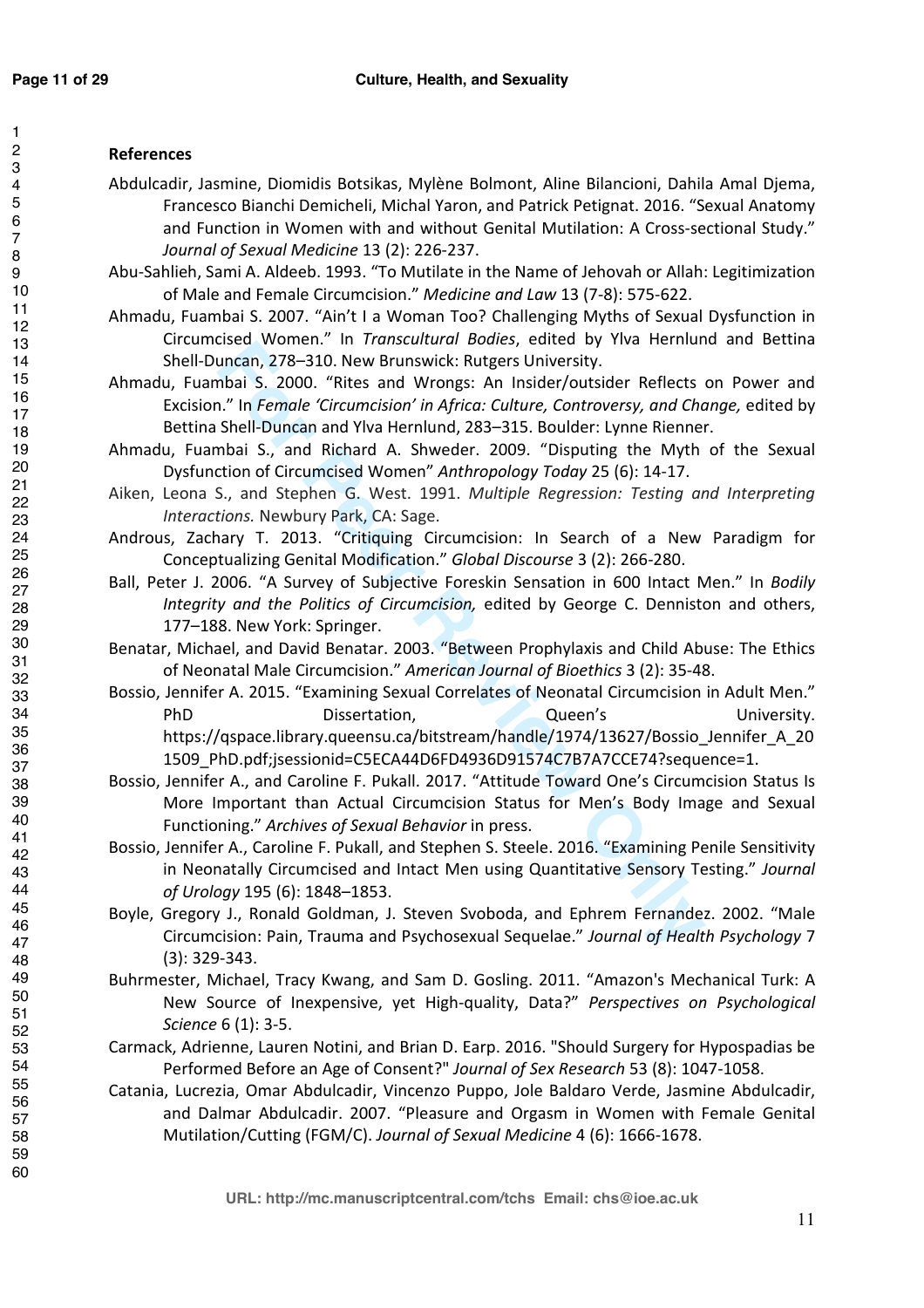## References

Abdulcadir, Jasmine, Diomidis Botsikas, Mylène Bolmont, Aline Bilancioni, Dahila Amal Djema, Francesco Bianchi Demicheli, Michal Yaron, and Patrick Petignat. 2016. "Sexual Anatomy and Function in Women with and without Genital Mutilation: A Cross-sectional Study." *Journal of Sexual Medicine* 13 (2): 226-237.

Abu-Sahlieh, Sami A. Aldeeb. 1993. "To Mutilate in the Name of Jehovah or Allah: Legitimization of Male and Female Circumcision." *Medicine and Law* 13 (7-8): 575-622.

Ahmadu, Fuambai S. 2007. "Ain't I a Woman Too? Challenging Myths of Sexual Dysfunction in Circumcised Women." In *Transcultural Bodies*, edited by Ylva Hernlund and Bettina Shell-Duncan, 278–310. New Brunswick: Rutgers University.

Ahmadu, Fuambai S. 2000. "Rites and Wrongs: An Insider/outsider Reflects on Power and Excision." In *Female 'Circumcision' in Africa: Culture, Controversy, and Change,* edited by Bettina Shell-Duncan and Ylva Hernlund, 283–315. Boulder: Lynne Rienner.

Ahmadu, Fuambai S., and Richard A. Shweder. 2009. "Disputing the Myth of the Sexual Dysfunction of Circumcised Women" *Anthropology Today* 25 (6): 14-17.

Aiken, Leona S., and Stephen G. West. 1991. *Multiple Regression: Testing and Interpreting Interactions.* Newbury Park, CA: Sage.

Androus, Zachary T. 2013. "Critiquing Circumcision: In Search of a New Paradigm for Conceptualizing Genital Modification." *Global Discourse* 3 (2): 266-280.

Ball, Peter J. 2006. "A Survey of Subjective Foreskin Sensation in 600 Intact Men." In *Bodily Integrity and the Politics of Circumcision,* edited by George C. Denniston and others, 177–188. New York: Springer.

Benatar, Michael, and David Benatar. 2003. "Between Prophylaxis and Child Abuse: The Ethics of Neonatal Male Circumcision." *American Journal of Bioethics* 3 (2): 35-48.

Bossio, Jennifer A. 2015. "Examining Sexual Correlates of Neonatal Circumcision in Adult Men." PhD Dissertation, Queen's University. https://qspace.library.queensu.ca/bitstream/handle/1974/13627/Bossio_Jennifer_A_201509_PhD.pdf;jsessionid=C5ECA44D6FD4936D91574C7B7A7CCE74?sequence=1.

Bossio, Jennifer A., and Caroline F. Pukall. 2017. "Attitude Toward One's Circumcision Status Is More Important than Actual Circumcision Status for Men's Body Image and Sexual Functioning." *Archives of Sexual Behavior* in press.

Bossio, Jennifer A., Caroline F. Pukall, and Stephen S. Steele. 2016. "Examining Penile Sensitivity in Neonatally Circumcised and Intact Men using Quantitative Sensory Testing." *Journal of Urology* 195 (6): 1848–1853.

Boyle, Gregory J., Ronald Goldman, J. Steven Svoboda, and Ephrem Fernandez. 2002. "Male Circumcision: Pain, Trauma and Psychosexual Sequelae." *Journal of Health Psychology* 7 (3): 329-343.

Buhrmester, Michael, Tracy Kwang, and Sam D. Gosling. 2011. "Amazon's Mechanical Turk: A New Source of Inexpensive, yet High-quality, Data?" *Perspectives on Psychological Science* 6 (1): 3-5.

Carmack, Adrienne, Lauren Notini, and Brian D. Earp. 2016. "Should Surgery for Hypospadias be Performed Before an Age of Consent?" *Journal of Sex Research* 53 (8): 1047-1058.

Catania, Lucrezia, Omar Abdulcadir, Vincenzo Puppo, Jole Baldaro Verde, Jasmine Abdulcadir, and Dalmar Abdulcadir. 2007. "Pleasure and Orgasm in Women with Female Genital Mutilation/Cutting (FGM/C). *Journal of Sexual Medicine* 4 (6): 1666-1678.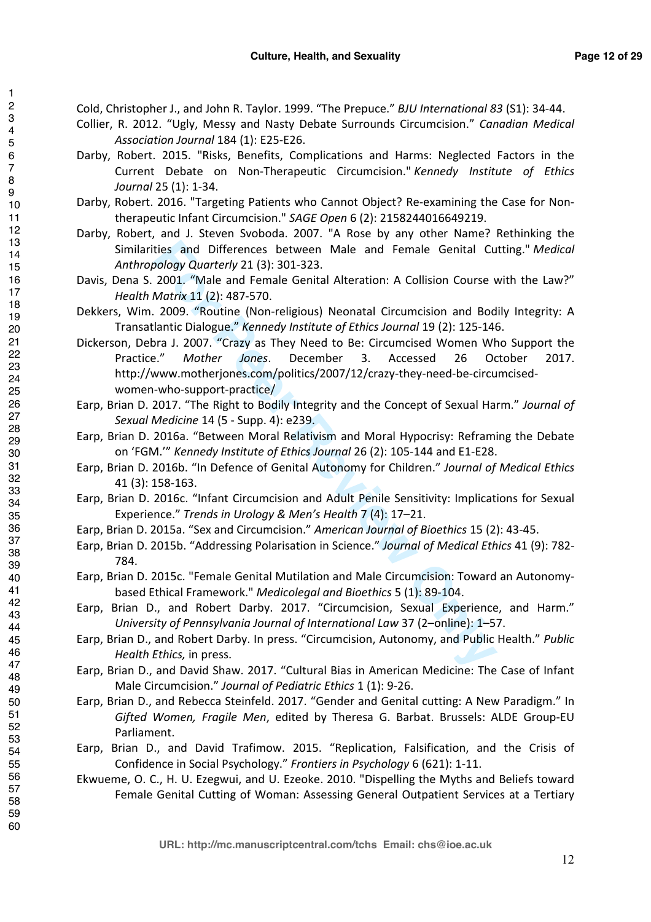Cold, Christopher J., and John R. Taylor. 1999. "The Prepuce." *BJU International 83* (S1): 34-44.

Collier, R. 2012. "Ugly, Messy and Nasty Debate Surrounds Circumcision." *Canadian Medical Association Journal* 184 (1): E25-E26.

Darby, Robert. 2015. "Risks, Benefits, Complications and Harms: Neglected Factors in the Current Debate on Non-Therapeutic Circumcision." *Kennedy Institute of Ethics Journal* 25 (1): 1-34.

Darby, Robert. 2016. "Targeting Patients who Cannot Object? Re-examining the Case for Non-therapeutic Infant Circumcision." *SAGE Open* 6 (2): 2158244016649219.

Darby, Robert, and J. Steven Svoboda. 2007. "A Rose by any other Name? Rethinking the Similarities and Differences between Male and Female Genital Cutting." *Medical Anthropology Quarterly* 21 (3): 301-323.

Davis, Dena S. 2001. "Male and Female Genital Alteration: A Collision Course with the Law?" *Health Matrix* 11 (2): 487-570.

Dekkers, Wim. 2009. "Routine (Non-religious) Neonatal Circumcision and Bodily Integrity: A Transatlantic Dialogue." *Kennedy Institute of Ethics Journal* 19 (2): 125-146.

Dickerson, Debra J. 2007. "Crazy as They Need to Be: Circumcised Women Who Support the Practice." *Mother Jones*. December 3. Accessed 26 October 2017. http://www.motherjones.com/politics/2007/12/crazy-they-need-be-circumcised-women-who-support-practice/

Earp, Brian D. 2017. "The Right to Bodily Integrity and the Concept of Sexual Harm." *Journal of Sexual Medicine* 14 (5 - Supp. 4): e239.

Earp, Brian D. 2016a. "Between Moral Relativism and Moral Hypocrisy: Reframing the Debate on 'FGM.'" *Kennedy Institute of Ethics Journal* 26 (2): 105-144 and E1-E28.

Earp, Brian D. 2016b. "In Defence of Genital Autonomy for Children." *Journal of Medical Ethics* 41 (3): 158-163.

Earp, Brian D. 2016c. "Infant Circumcision and Adult Penile Sensitivity: Implications for Sexual Experience." *Trends in Urology & Men's Health* 7 (4): 17–21.

Earp, Brian D. 2015a. "Sex and Circumcision." *American Journal of Bioethics* 15 (2): 43-45.

Earp, Brian D. 2015b. "Addressing Polarisation in Science." *Journal of Medical Ethics* 41 (9): 782-784.

Earp, Brian D. 2015c. "Female Genital Mutilation and Male Circumcision: Toward an Autonomy-based Ethical Framework." *Medicolegal and Bioethics* 5 (1): 89-104.

Earp, Brian D., and Robert Darby. 2017. "Circumcision, Sexual Experience, and Harm." *University of Pennsylvania Journal of International Law* 37 (2–online): 1–57.

Earp, Brian D., and Robert Darby. In press. "Circumcision, Autonomy, and Public Health." *Public Health Ethics,* in press.

Earp, Brian D., and David Shaw. 2017. "Cultural Bias in American Medicine: The Case of Infant Male Circumcision." *Journal of Pediatric Ethics* 1 (1): 9-26.

Earp, Brian D., and Rebecca Steinfeld. 2017. "Gender and Genital cutting: A New Paradigm." In *Gifted Women, Fragile Men*, edited by Theresa G. Barbat. Brussels: ALDE Group-EU Parliament.

Earp, Brian D., and David Trafimow. 2015. "Replication, Falsification, and the Crisis of Confidence in Social Psychology." *Frontiers in Psychology* 6 (621): 1-11.

Ekwueme, O. C., H. U. Ezegwui, and U. Ezeoke. 2010. "Dispelling the Myths and Beliefs toward Female Genital Cutting of Woman: Assessing General Outpatient Services at a Tertiary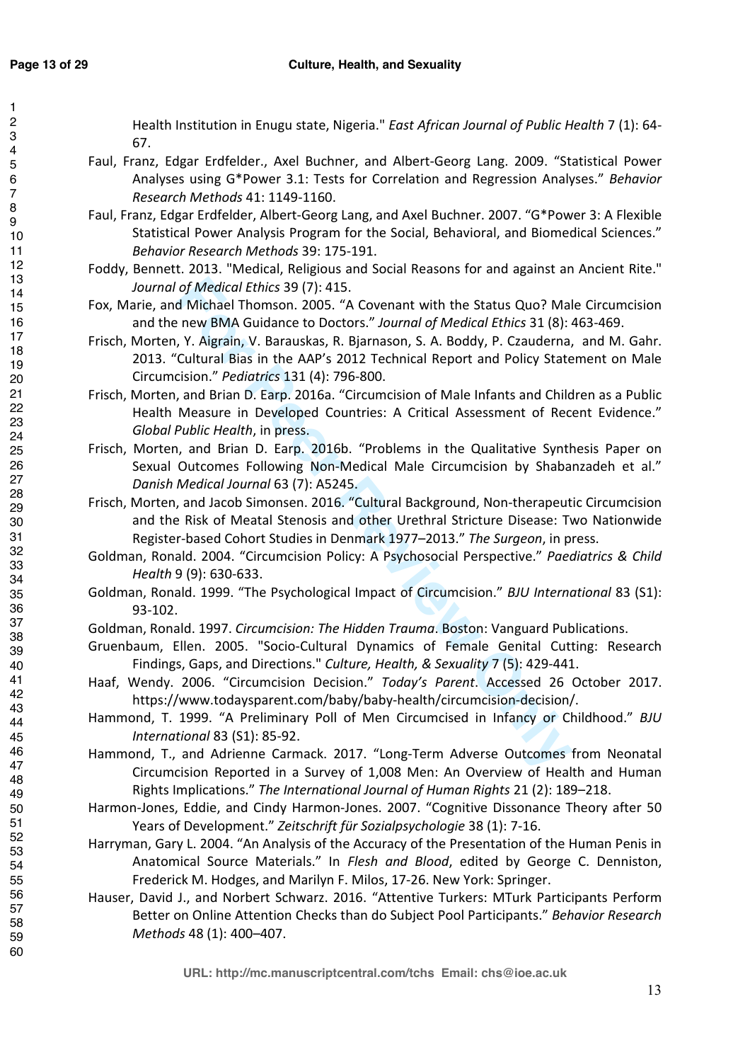Health Institution in Enugu state, Nigeria." *East African Journal of Public Health* 7 (1): 64-67.

Faul, Franz, Edgar Erdfelder., Axel Buchner, and Albert-Georg Lang. 2009. "Statistical Power Analyses using G*Power 3.1: Tests for Correlation and Regression Analyses." *Behavior Research Methods* 41: 1149-1160.

Faul, Franz, Edgar Erdfelder, Albert-Georg Lang, and Axel Buchner. 2007. "G*Power 3: A Flexible Statistical Power Analysis Program for the Social, Behavioral, and Biomedical Sciences." *Behavior Research Methods* 39: 175-191.

Foddy, Bennett. 2013. "Medical, Religious and Social Reasons for and against an Ancient Rite." *Journal of Medical Ethics* 39 (7): 415.

Fox, Marie, and Michael Thomson. 2005. "A Covenant with the Status Quo? Male Circumcision and the new BMA Guidance to Doctors." *Journal of Medical Ethics* 31 (8): 463-469.

Frisch, Morten, Y. Aigrain, V. Barauskas, R. Bjarnason, S. A. Boddy, P. Czauderna, and M. Gahr. 2013. "Cultural Bias in the AAP's 2012 Technical Report and Policy Statement on Male Circumcision." *Pediatrics* 131 (4): 796-800.

Frisch, Morten, and Brian D. Earp. 2016a. "Circumcision of Male Infants and Children as a Public Health Measure in Developed Countries: A Critical Assessment of Recent Evidence." *Global Public Health*, in press.

Frisch, Morten, and Brian D. Earp. 2016b. "Problems in the Qualitative Synthesis Paper on Sexual Outcomes Following Non-Medical Male Circumcision by Shabanzadeh et al." *Danish Medical Journal* 63 (7): A5245.

Frisch, Morten, and Jacob Simonsen. 2016. "Cultural Background, Non-therapeutic Circumcision and the Risk of Meatal Stenosis and other Urethral Stricture Disease: Two Nationwide Register-based Cohort Studies in Denmark 1977–2013." *The Surgeon*, in press.

Goldman, Ronald. 2004. "Circumcision Policy: A Psychosocial Perspective." *Paediatrics & Child Health* 9 (9): 630-633.

Goldman, Ronald. 1999. "The Psychological Impact of Circumcision." *BJU International* 83 (S1): 93-102.

Goldman, Ronald. 1997. *Circumcision: The Hidden Trauma*. Boston: Vanguard Publications.

Gruenbaum, Ellen. 2005. "Socio-Cultural Dynamics of Female Genital Cutting: Research Findings, Gaps, and Directions." *Culture, Health, & Sexuality* 7 (5): 429-441.

Haaf, Wendy. 2006. "Circumcision Decision." *Today's Parent*. Accessed 26 October 2017. https://www.todaysparent.com/baby/baby-health/circumcision-decision/.

Hammond, T. 1999. "A Preliminary Poll of Men Circumcised in Infancy or Childhood." *BJU International* 83 (S1): 85-92.

Hammond, T., and Adrienne Carmack. 2017. "Long-Term Adverse Outcomes from Neonatal Circumcision Reported in a Survey of 1,008 Men: An Overview of Health and Human Rights Implications." *The International Journal of Human Rights* 21 (2): 189–218.

Harmon-Jones, Eddie, and Cindy Harmon-Jones. 2007. "Cognitive Dissonance Theory after 50 Years of Development." *Zeitschrift für Sozialpsychologie* 38 (1): 7-16.

Harryman, Gary L. 2004. "An Analysis of the Accuracy of the Presentation of the Human Penis in Anatomical Source Materials." In *Flesh and Blood*, edited by George C. Denniston, Frederick M. Hodges, and Marilyn F. Milos, 17-26. New York: Springer.

Hauser, David J., and Norbert Schwarz. 2016. "Attentive Turkers: MTurk Participants Perform Better on Online Attention Checks than do Subject Pool Participants." *Behavior Research Methods* 48 (1): 400–407.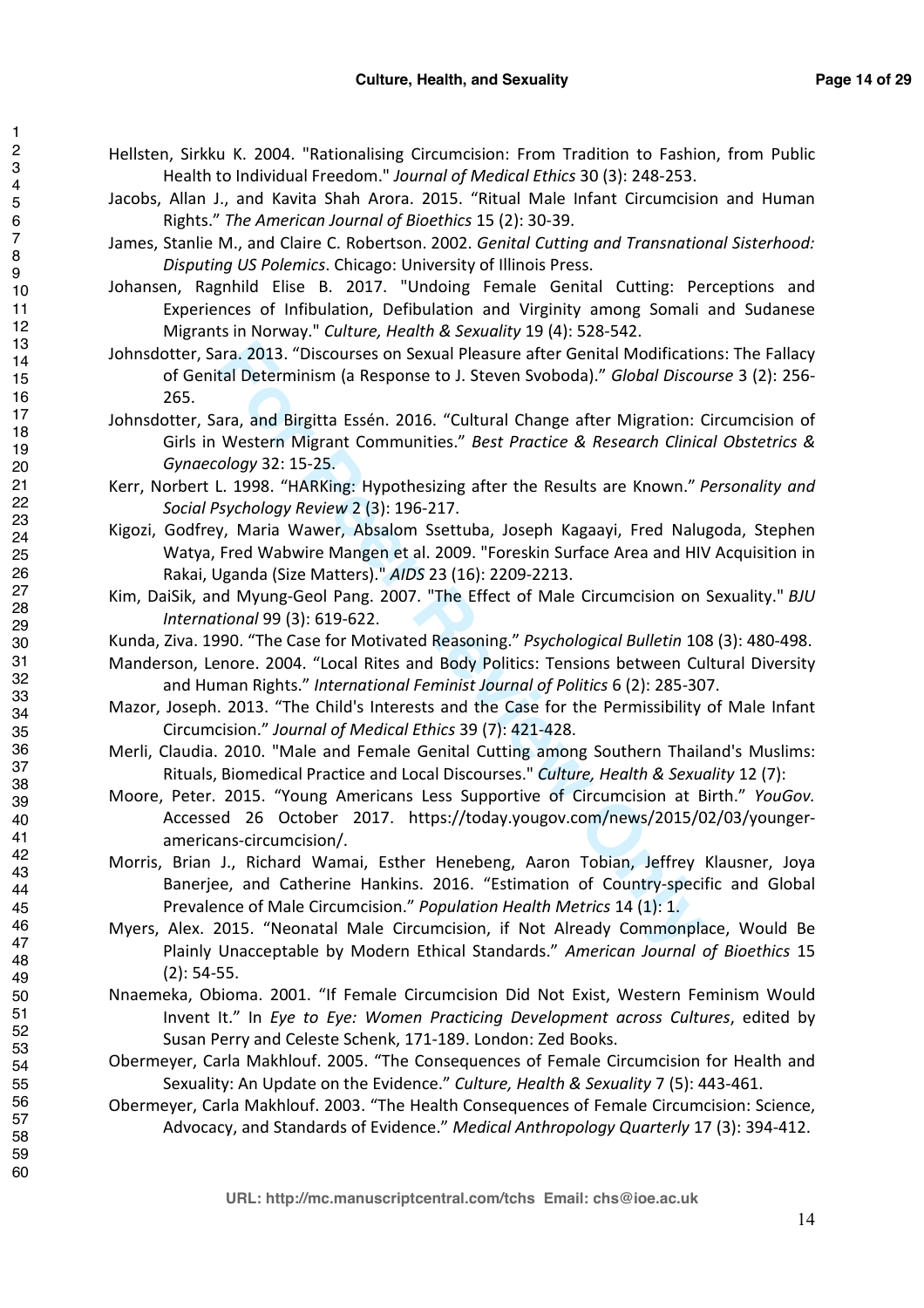Hellsten, Sirkku K. 2004. "Rationalising Circumcision: From Tradition to Fashion, from Public Health to Individual Freedom." *Journal of Medical Ethics* 30 (3): 248-253.

Jacobs, Allan J., and Kavita Shah Arora. 2015. "Ritual Male Infant Circumcision and Human Rights." *The American Journal of Bioethics* 15 (2): 30-39.

James, Stanlie M., and Claire C. Robertson. 2002. *Genital Cutting and Transnational Sisterhood: Disputing US Polemics*. Chicago: University of Illinois Press.

Johansen, Ragnhild Elise B. 2017. "Undoing Female Genital Cutting: Perceptions and Experiences of Infibulation, Defibulation and Virginity among Somali and Sudanese Migrants in Norway." *Culture, Health & Sexuality* 19 (4): 528-542.

Johnsdotter, Sara. 2013. "Discourses on Sexual Pleasure after Genital Modifications: The Fallacy of Genital Determinism (a Response to J. Steven Svoboda)." *Global Discourse* 3 (2): 256-265.

Johnsdotter, Sara, and Birgitta Essén. 2016. "Cultural Change after Migration: Circumcision of Girls in Western Migrant Communities." *Best Practice & Research Clinical Obstetrics & Gynaecology* 32: 15-25.

Kerr, Norbert L. 1998. "HARKing: Hypothesizing after the Results are Known." *Personality and Social Psychology Review* 2 (3): 196-217.

Kigozi, Godfrey, Maria Wawer, Absalom Ssettuba, Joseph Kagaayi, Fred Nalugoda, Stephen Watya, Fred Wabwire Mangen et al. 2009. "Foreskin Surface Area and HIV Acquisition in Rakai, Uganda (Size Matters)." *AIDS* 23 (16): 2209-2213.

Kim, DaiSik, and Myung-Geol Pang. 2007. "The Effect of Male Circumcision on Sexuality." *BJU International* 99 (3): 619-622.

Kunda, Ziva. 1990. "The Case for Motivated Reasoning." *Psychological Bulletin* 108 (3): 480-498.

Manderson, Lenore. 2004. "Local Rites and Body Politics: Tensions between Cultural Diversity and Human Rights." *International Feminist Journal of Politics* 6 (2): 285-307.

Mazor, Joseph. 2013. "The Child's Interests and the Case for the Permissibility of Male Infant Circumcision." *Journal of Medical Ethics* 39 (7): 421-428.

Merli, Claudia. 2010. "Male and Female Genital Cutting among Southern Thailand's Muslims: Rituals, Biomedical Practice and Local Discourses." *Culture, Health & Sexuality* 12 (7):

Moore, Peter. 2015. "Young Americans Less Supportive of Circumcision at Birth." *YouGov.* Accessed 26 October 2017. https://today.yougov.com/news/2015/02/03/younger-americans-circumcision/.

Morris, Brian J., Richard Wamai, Esther Henebeng, Aaron Tobian, Jeffrey Klausner, Joya Banerjee, and Catherine Hankins. 2016. "Estimation of Country-specific and Global Prevalence of Male Circumcision." *Population Health Metrics* 14 (1): 1.

Myers, Alex. 2015. "Neonatal Male Circumcision, if Not Already Commonplace, Would Be Plainly Unacceptable by Modern Ethical Standards." *American Journal of Bioethics* 15 (2): 54-55.

Nnaemeka, Obioma. 2001. "If Female Circumcision Did Not Exist, Western Feminism Would Invent It." In *Eye to Eye: Women Practicing Development across Cultures*, edited by Susan Perry and Celeste Schenk, 171-189. London: Zed Books.

Obermeyer, Carla Makhlouf. 2005. "The Consequences of Female Circumcision for Health and Sexuality: An Update on the Evidence." *Culture, Health & Sexuality* 7 (5): 443-461.

Obermeyer, Carla Makhlouf. 2003. "The Health Consequences of Female Circumcision: Science, Advocacy, and Standards of Evidence." *Medical Anthropology Quarterly* 17 (3): 394-412.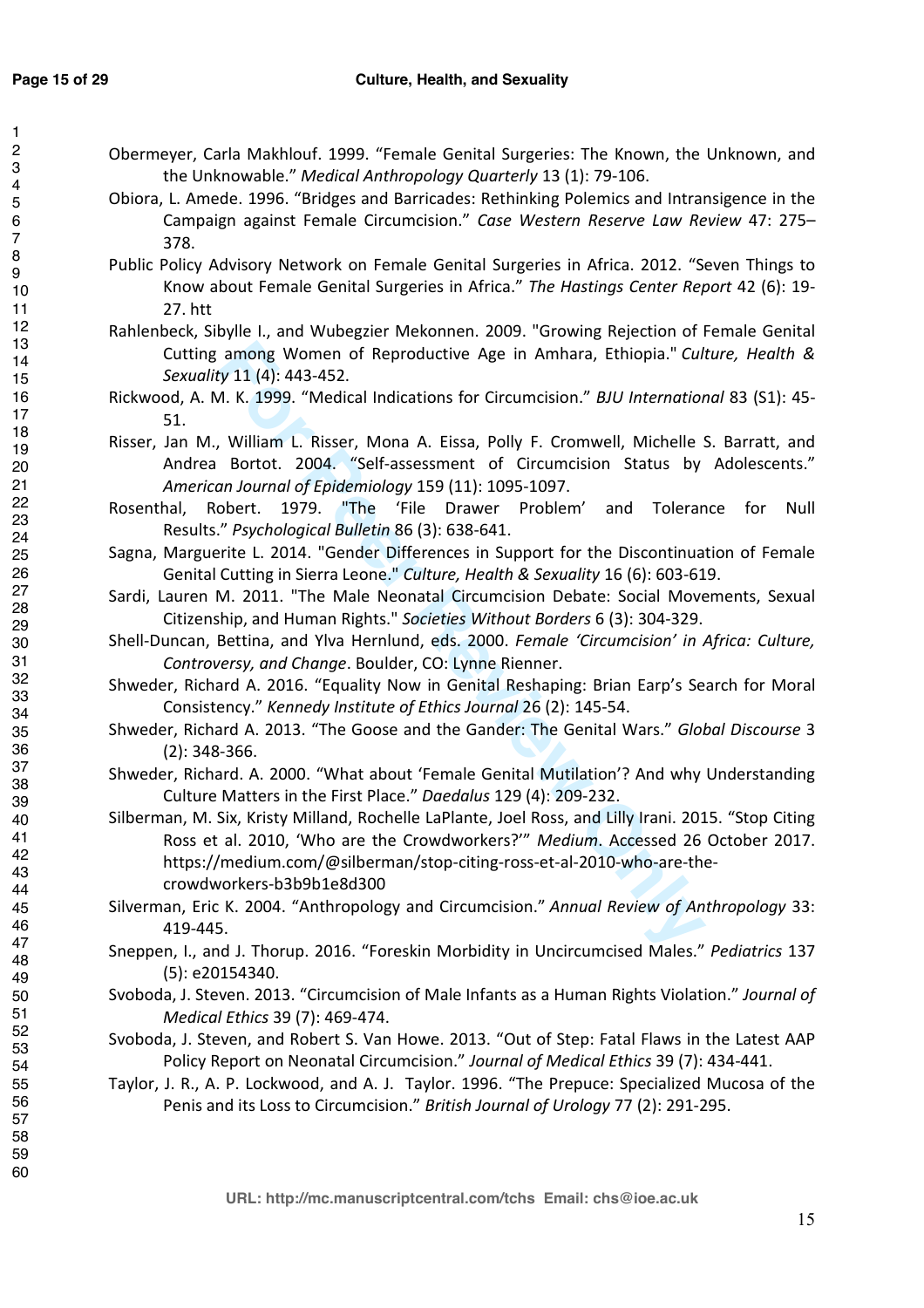Obermeyer, Carla Makhlouf. 1999. “Female Genital Surgeries: The Known, the Unknown, and the Unknowable.” *Medical Anthropology Quarterly* 13 (1): 79-106.

Obiora, L. Amede. 1996. “Bridges and Barricades: Rethinking Polemics and Intransigence in the Campaign against Female Circumcision.” *Case Western Reserve Law Review* 47: 275–378.

Public Policy Advisory Network on Female Genital Surgeries in Africa. 2012. “Seven Things to Know about Female Genital Surgeries in Africa.” *The Hastings Center Report* 42 (6): 19-27. htt

Rahlenbeck, Sibylle I., and Wubegzier Mekonnen. 2009. "Growing Rejection of Female Genital Cutting among Women of Reproductive Age in Amhara, Ethiopia." *Culture, Health & Sexuality* 11 (4): 443-452.

Rickwood, A. M. K. 1999. “Medical Indications for Circumcision.” *BJU International* 83 (S1): 45-51.

Risser, Jan M., William L. Risser, Mona A. Eissa, Polly F. Cromwell, Michelle S. Barratt, and Andrea Bortot. 2004. “Self-assessment of Circumcision Status by Adolescents.” *American Journal of Epidemiology* 159 (11): 1095-1097.

Rosenthal, Robert. 1979. "The ‘File Drawer Problem’ and Tolerance for Null Results.” *Psychological Bulletin* 86 (3): 638-641.

Sagna, Marguerite L. 2014. "Gender Differences in Support for the Discontinuation of Female Genital Cutting in Sierra Leone." *Culture, Health & Sexuality* 16 (6): 603-619.

Sardi, Lauren M. 2011. "The Male Neonatal Circumcision Debate: Social Movements, Sexual Citizenship, and Human Rights." *Societies Without Borders* 6 (3): 304-329.

Shell-Duncan, Bettina, and Ylva Hernlund, eds. 2000. *Female ‘Circumcision’ in Africa: Culture, Controversy, and Change*. Boulder, CO: Lynne Rienner.

Shweder, Richard A. 2016. “Equality Now in Genital Reshaping: Brian Earp’s Search for Moral Consistency.” *Kennedy Institute of Ethics Journal* 26 (2): 145-54.

Shweder, Richard A. 2013. “The Goose and the Gander: The Genital Wars.” *Global Discourse* 3 (2): 348-366.

Shweder, Richard. A. 2000. “What about ‘Female Genital Mutilation’? And why Understanding Culture Matters in the First Place.” *Daedalus* 129 (4): 209-232.

Silberman, M. Six, Kristy Milland, Rochelle LaPlante, Joel Ross, and Lilly Irani. 2015. “Stop Citing Ross et al. 2010, ‘Who are the Crowdworkers?’” *Medium*. Accessed 26 October 2017. https://medium.com/@silberman/stop-citing-ross-et-al-2010-who-are-the-crowdworkers-b3b9b1e8d300

Silverman, Eric K. 2004. “Anthropology and Circumcision.” *Annual Review of Anthropology* 33: 419-445.

Sneppen, I., and J. Thorup. 2016. “Foreskin Morbidity in Uncircumcised Males.” *Pediatrics* 137 (5): e20154340.

Svoboda, J. Steven. 2013. “Circumcision of Male Infants as a Human Rights Violation.” *Journal of Medical Ethics* 39 (7): 469-474.

Svoboda, J. Steven, and Robert S. Van Howe. 2013. “Out of Step: Fatal Flaws in the Latest AAP Policy Report on Neonatal Circumcision.” *Journal of Medical Ethics* 39 (7): 434-441.

Taylor, J. R., A. P. Lockwood, and A. J. Taylor. 1996. “The Prepuce: Specialized Mucosa of the Penis and its Loss to Circumcision.” *British Journal of Urology* 77 (2): 291-295.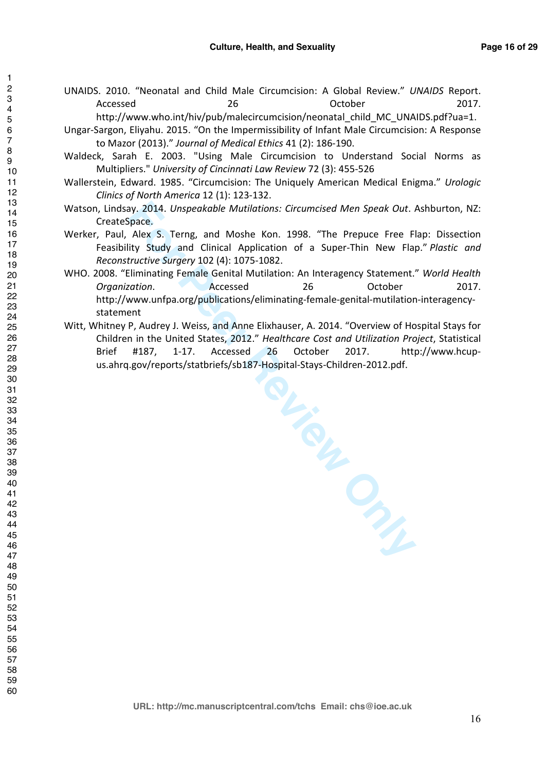UNAIDS. 2010. "Neonatal and Child Male Circumcision: A Global Review." *UNAIDS* Report. Accessed 26 October 2017. http://www.who.int/hiv/pub/malecircumcision/neonatal_child_MC_UNAIDS.pdf?ua=1.

Ungar-Sargon, Eliyahu. 2015. "On the Impermissibility of Infant Male Circumcision: A Response to Mazor (2013)." *Journal of Medical Ethics* 41 (2): 186-190.

Waldeck, Sarah E. 2003. "Using Male Circumcision to Understand Social Norms as Multipliers." *University of Cincinnati Law Review* 72 (3): 455-526

Wallerstein, Edward. 1985. "Circumcision: The Uniquely American Medical Enigma." *Urologic Clinics of North America* 12 (1): 123-132.

Watson, Lindsay. 2014. *Unspeakable Mutilations: Circumcised Men Speak Out*. Ashburton, NZ: CreateSpace.

Werker, Paul, Alex S. Terng, and Moshe Kon. 1998. "The Prepuce Free Flap: Dissection Feasibility Study and Clinical Application of a Super-Thin New Flap." *Plastic and Reconstructive Surgery* 102 (4): 1075-1082.

WHO. 2008. "Eliminating Female Genital Mutilation: An Interagency Statement." *World Health Organization*. Accessed 26 October 2017. http://www.unfpa.org/publications/eliminating-female-genital-mutilation-interagency-statement

Witt, Whitney P, Audrey J. Weiss, and Anne Elixhauser, A. 2014. "Overview of Hospital Stays for Children in the United States, 2012." *Healthcare Cost and Utilization Project*, Statistical Brief #187, 1-17. Accessed 26 October 2017. http://www.hcup-us.ahrq.gov/reports/statbriefs/sb187-Hospital-Stays-Children-2012.pdf.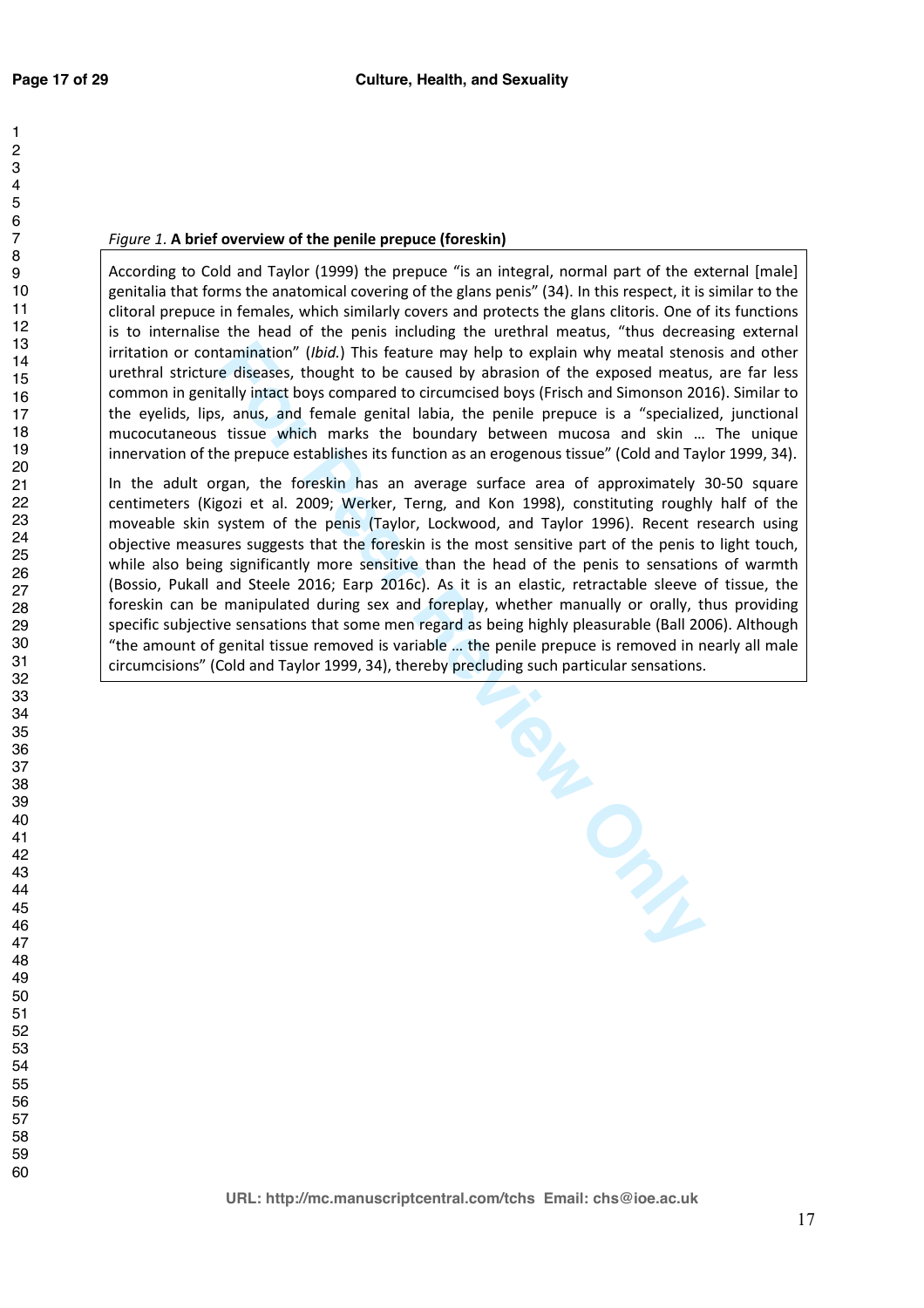*Figure 1.* **A brief overview of the penile prepuce (foreskin)**

According to Cold and Taylor (1999) the prepuce "is an integral, normal part of the external [male] genitalia that forms the anatomical covering of the glans penis" (34). In this respect, it is similar to the clitoral prepuce in females, which similarly covers and protects the glans clitoris. One of its functions is to internalise the head of the penis including the urethral meatus, "thus decreasing external irritation or contamination" (*Ibid.*) This feature may help to explain why meatal stenosis and other urethral stricture diseases, thought to be caused by abrasion of the exposed meatus, are far less common in genitally intact boys compared to circumcised boys (Frisch and Simonson 2016). Similar to the eyelids, lips, anus, and female genital labia, the penile prepuce is a "specialized, junctional mucocutaneous tissue which marks the boundary between mucosa and skin … The unique innervation of the prepuce establishes its function as an erogenous tissue" (Cold and Taylor 1999, 34).

In the adult organ, the foreskin has an average surface area of approximately 30-50 square centimeters (Kigozi et al. 2009; Werker, Terng, and Kon 1998), constituting roughly half of the moveable skin system of the penis (Taylor, Lockwood, and Taylor 1996). Recent research using objective measures suggests that the foreskin is the most sensitive part of the penis to light touch, while also being significantly more sensitive than the head of the penis to sensations of warmth (Bossio, Pukall and Steele 2016; Earp 2016c). As it is an elastic, retractable sleeve of tissue, the foreskin can be manipulated during sex and foreplay, whether manually or orally, thus providing specific subjective sensations that some men regard as being highly pleasurable (Ball 2006). Although "the amount of genital tissue removed is variable … the penile prepuce is removed in nearly all male circumcisions" (Cold and Taylor 1999, 34), thereby precluding such particular sensations.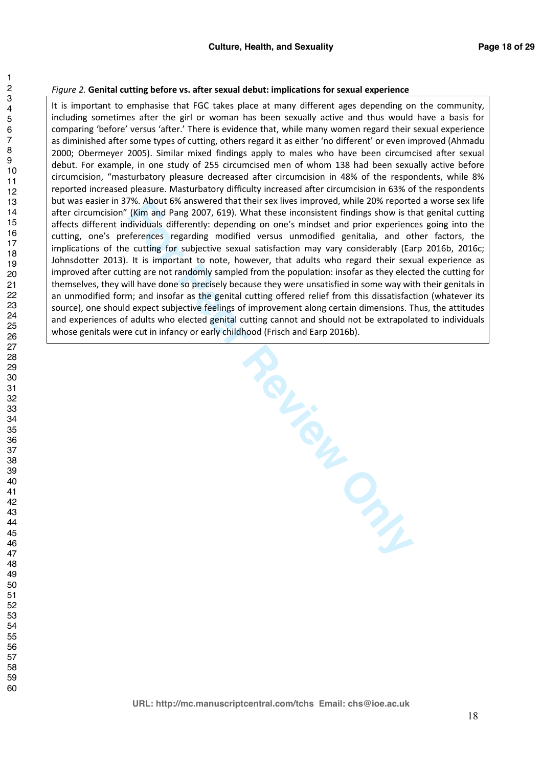*Figure 2.* **Genital cutting before vs. after sexual debut: implications for sexual experience**

It is important to emphasise that FGC takes place at many different ages depending on the community, including sometimes after the girl or woman has been sexually active and thus would have a basis for comparing 'before' versus 'after.' There is evidence that, while many women regard their sexual experience as diminished after some types of cutting, others regard it as either 'no different' or even improved (Ahmadu 2000; Obermeyer 2005). Similar mixed findings apply to males who have been circumcised after sexual debut. For example, in one study of 255 circumcised men of whom 138 had been sexually active before circumcision, "masturbatory pleasure decreased after circumcision in 48% of the respondents, while 8% reported increased pleasure. Masturbatory difficulty increased after circumcision in 63% of the respondents but was easier in 37%. About 6% answered that their sex lives improved, while 20% reported a worse sex life after circumcision" (Kim and Pang 2007, 619). What these inconsistent findings show is that genital cutting affects different individuals differently: depending on one's mindset and prior experiences going into the cutting, one's preferences regarding modified versus unmodified genitalia, and other factors, the implications of the cutting for subjective sexual satisfaction may vary considerably (Earp 2016b, 2016c; Johnsdotter 2013). It is important to note, however, that adults who regard their sexual experience as improved after cutting are not randomly sampled from the population: insofar as they elected the cutting for themselves, they will have done so precisely because they were unsatisfied in some way with their genitals in an unmodified form; and insofar as the genital cutting offered relief from this dissatisfaction (whatever its source), one should expect subjective feelings of improvement along certain dimensions. Thus, the attitudes and experiences of adults who elected genital cutting cannot and should not be extrapolated to individuals whose genitals were cut in infancy or early childhood (Frisch and Earp 2016b).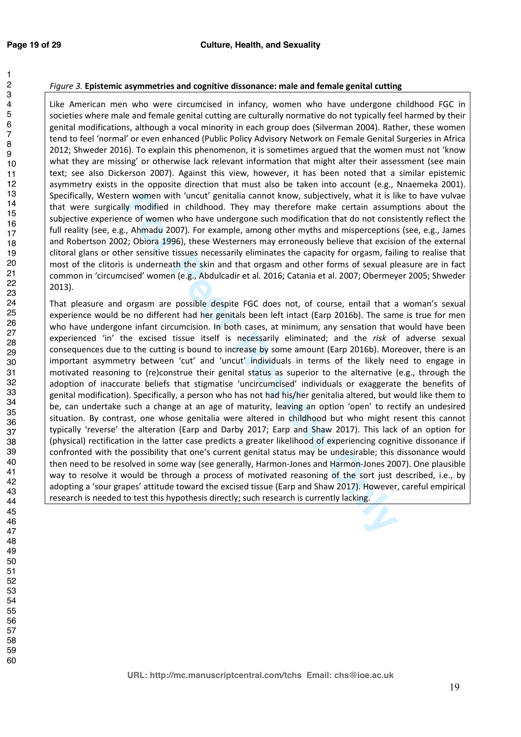*Figure 3.* **Epistemic asymmetries and cognitive dissonance: male and female genital cutting**

Like American men who were circumcised in infancy, women who have undergone childhood FGC in societies where male and female genital cutting are culturally normative do not typically feel harmed by their genital modifications, although a vocal minority in each group does (Silverman 2004). Rather, these women tend to feel 'normal' or even enhanced (Public Policy Advisory Network on Female Genital Surgeries in Africa 2012; Shweder 2016). To explain this phenomenon, it is sometimes argued that the women must not 'know what they are missing' or otherwise lack relevant information that might alter their assessment (see main text; see also Dickerson 2007). Against this view, however, it has been noted that a similar epistemic asymmetry exists in the opposite direction that must also be taken into account (e.g., Nnaemeka 2001). Specifically, Western women with 'uncut' genitalia cannot know, subjectively, what it is like to have vulvae that were surgically modified in childhood. They may therefore make certain assumptions about the subjective experience of women who have undergone such modification that do not consistently reflect the full reality (see, e.g., Ahmadu 2007). For example, among other myths and misperceptions (see, e.g., James and Robertson 2002; Obiora 1996), these Westerners may erroneously believe that excision of the external clitoral glans or other sensitive tissues necessarily eliminates the capacity for orgasm, failing to realise that most of the clitoris is underneath the skin and that orgasm and other forms of sexual pleasure are in fact common in 'circumcised' women (e.g., Abdulcadir et al. 2016; Catania et al. 2007; Obermeyer 2005; Shweder 2013).

That pleasure and orgasm are possible despite FGC does not, of course, entail that a woman's sexual experience would be no different had her genitals been left intact (Earp 2016b). The same is true for men who have undergone infant circumcision. In both cases, at minimum, any sensation that would have been experienced 'in' the excised tissue itself is necessarily eliminated; and the *risk* of adverse sexual consequences due to the cutting is bound to increase by some amount (Earp 2016b). Moreover, there is an important asymmetry between 'cut' and 'uncut' individuals in terms of the likely need to engage in motivated reasoning to (re)construe their genital status as superior to the alternative (e.g., through the adoption of inaccurate beliefs that stigmatise 'uncircumcised' individuals or exaggerate the benefits of genital modification). Specifically, a person who has not had his/her genitalia altered, but would like them to be, can undertake such a change at an age of maturity, leaving an option 'open' to rectify an undesired situation. By contrast, one whose genitalia were altered in childhood but who might resent this cannot typically 'reverse' the alteration (Earp and Darby 2017; Earp and Shaw 2017). This lack of an option for (physical) rectification in the latter case predicts a greater likelihood of experiencing cognitive dissonance if confronted with the possibility that one's current genital status may be undesirable; this dissonance would then need to be resolved in some way (see generally, Harmon-Jones and Harmon-Jones 2007). One plausible way to resolve it would be through a process of motivated reasoning of the sort just described, i.e., by adopting a 'sour grapes' attitude toward the excised tissue (Earp and Shaw 2017). However, careful empirical research is needed to test this hypothesis directly; such research is currently lacking.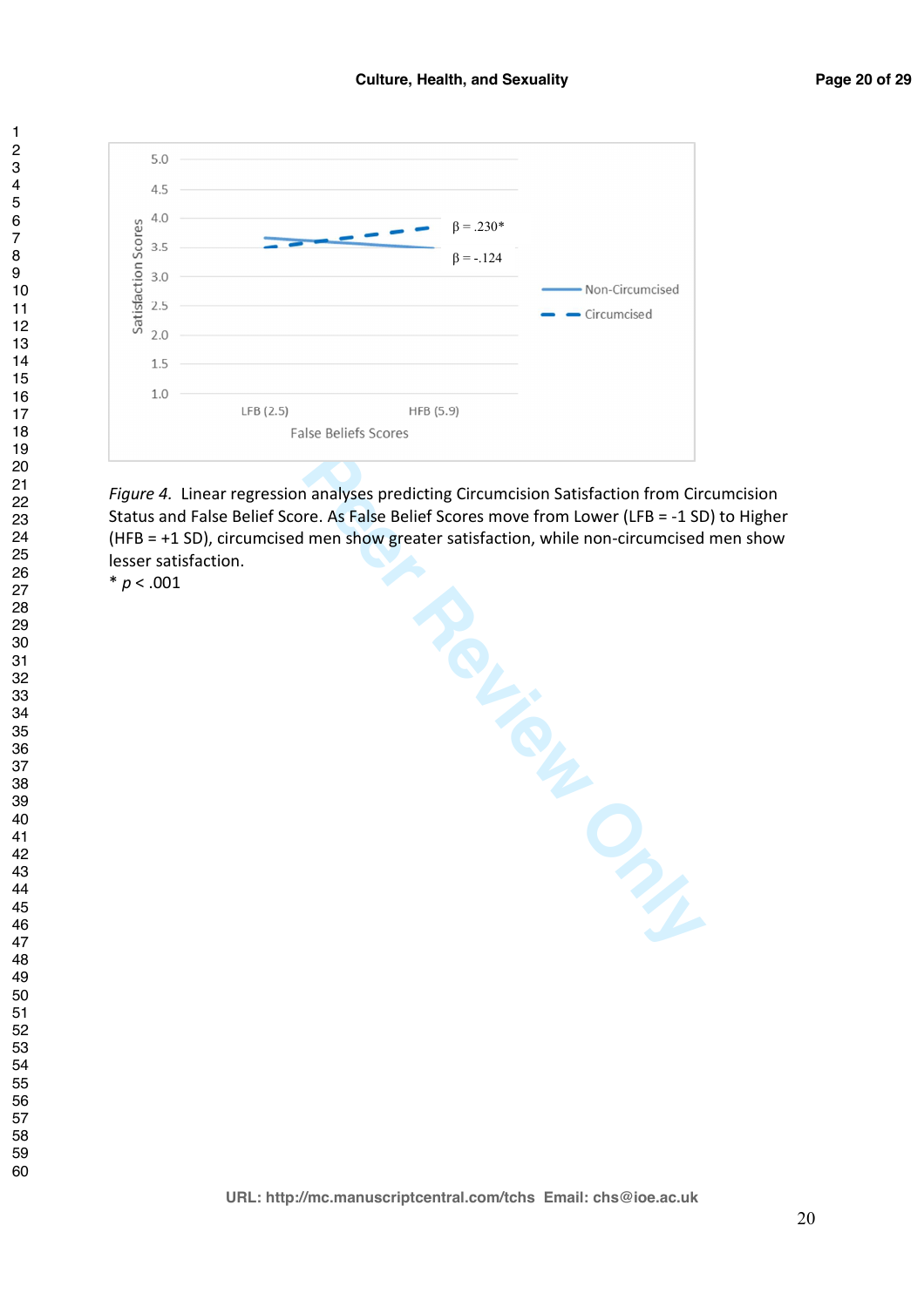*Figure 4.* Linear regression analyses predicting Circumcision Satisfaction from Circumcision Status and False Belief Score. As False Belief Scores move from Lower (LFB = -1 SD) to Higher (HFB = +1 SD), circumcised men show greater satisfaction, while non-circumcised men show lesser satisfaction.

\* $p < .001$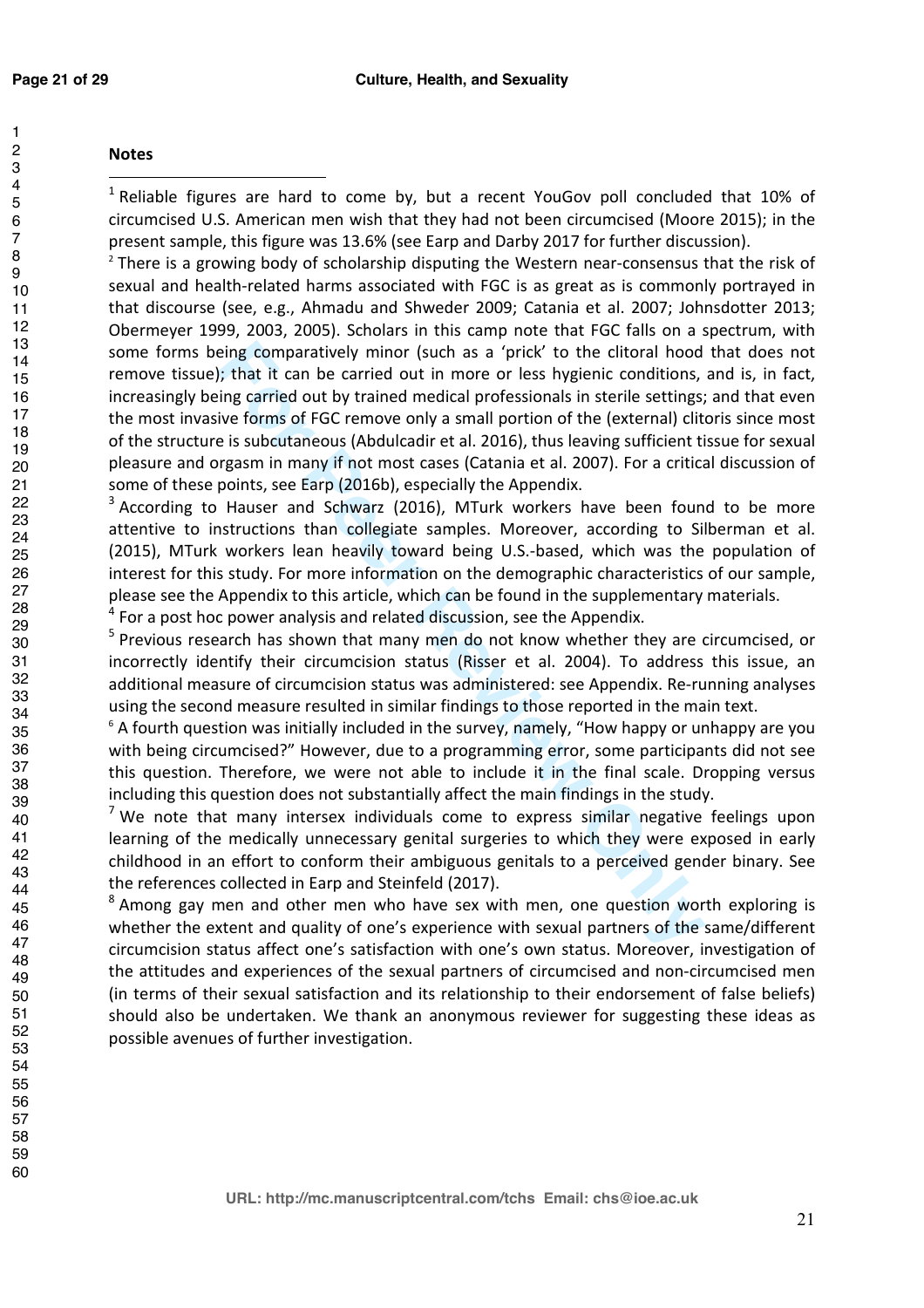**Notes**

[1] Reliable figures are hard to come by, but a recent YouGov poll concluded that 10% of circumcised U.S. American men wish that they had not been circumcised (Moore 2015); in the present sample, this figure was 13.6% (see Earp and Darby 2017 for further discussion).

[2] There is a growing body of scholarship disputing the Western near-consensus that the risk of sexual and health-related harms associated with FGC is as great as is commonly portrayed in that discourse (see, e.g., Ahmadu and Shweder 2009; Catania et al. 2007; Johnsdotter 2013; Obermeyer 1999, 2003, 2005). Scholars in this camp note that FGC falls on a spectrum, with some forms being comparatively minor (such as a 'prick' to the clitoral hood that does not remove tissue); that it can be carried out in more or less hygienic conditions, and is, in fact, increasingly being carried out by trained medical professionals in sterile settings; and that even the most invasive forms of FGC remove only a small portion of the (external) clitoris since most of the structure is subcutaneous (Abdulcadir et al. 2016), thus leaving sufficient tissue for sexual pleasure and orgasm in many if not most cases (Catania et al. 2007). For a critical discussion of some of these points, see Earp (2016b), especially the Appendix.

[3] According to Hauser and Schwarz (2016), MTurk workers have been found to be more attentive to instructions than collegiate samples. Moreover, according to Silberman et al. (2015), MTurk workers lean heavily toward being U.S.-based, which was the population of interest for this study. For more information on the demographic characteristics of our sample, please see the Appendix to this article, which can be found in the supplementary materials.

[4] For a post hoc power analysis and related discussion, see the Appendix.

[5] Previous research has shown that many men do not know whether they are circumcised, or incorrectly identify their circumcision status (Risser et al. 2004). To address this issue, an additional measure of circumcision status was administered: see Appendix. Re-running analyses using the second measure resulted in similar findings to those reported in the main text.

[6] A fourth question was initially included in the survey, namely, "How happy or unhappy are you with being circumcised?" However, due to a programming error, some participants did not see this question. Therefore, we were not able to include it in the final scale. Dropping versus including this question does not substantially affect the main findings in the study.

[7] We note that many intersex individuals come to express similar negative feelings upon learning of the medically unnecessary genital surgeries to which they were exposed in early childhood in an effort to conform their ambiguous genitals to a perceived gender binary. See the references collected in Earp and Steinfeld (2017).

[8] Among gay men and other men who have sex with men, one question worth exploring is whether the extent and quality of one's experience with sexual partners of the same/different circumcision status affect one's satisfaction with one's own status. Moreover, investigation of the attitudes and experiences of the sexual partners of circumcised and non-circumcised men (in terms of their sexual satisfaction and its relationship to their endorsement of false beliefs) should also be undertaken. We thank an anonymous reviewer for suggesting these ideas as possible avenues of further investigation.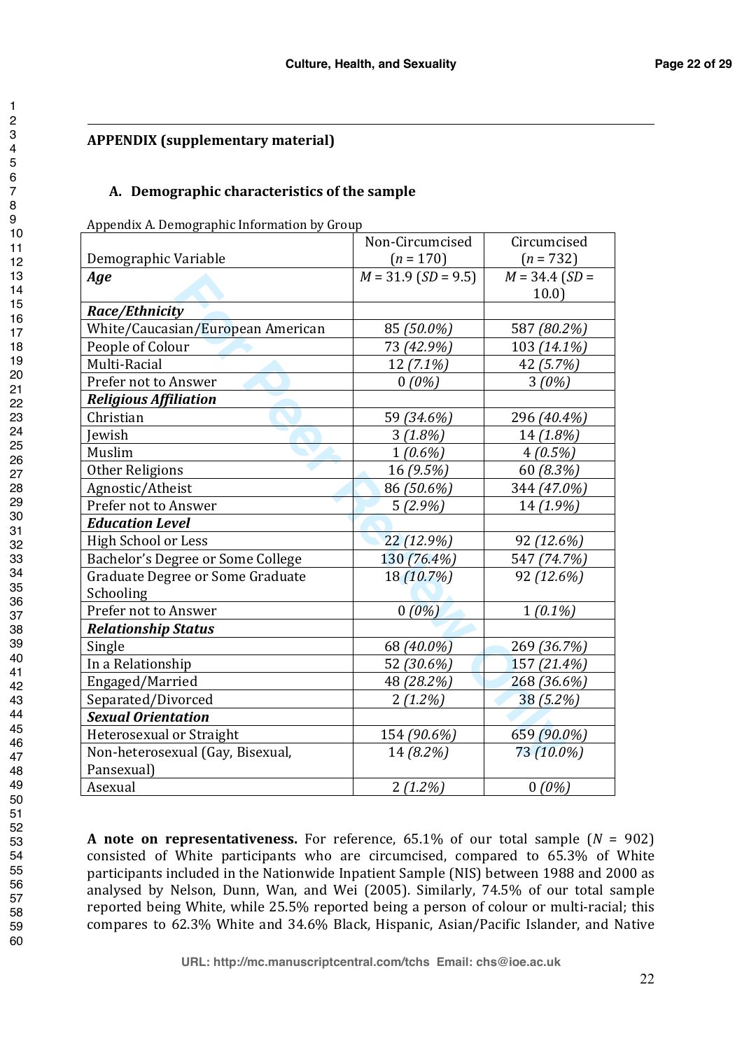**APPENDIX (supplementary material)**

## A. Demographic characteristics of the sample

Appendix A. Demographic Information by Group

| Demographic Variable | Non-Circumcised ($n$ = 170) | Circumcised ($n$ = 732) |
|---|---|---|
| ***Age*** | $M$ = 31.9 ($SD$ = 9.5) | $M$ = 34.4 ($SD$ = 10.0) |
| ***Race/Ethnicity*** | | |
| White/Caucasian/European American | 85 *(50.0%)* | 587 *(80.2%)* |
| People of Colour | 73 *(42.9%)* | 103 *(14.1%)* |
| Multi-Racial | 12 *(7.1%)* | 42 *(5.7%)* |
| Prefer not to Answer | 0 *(0%)* | 3 *(0%)* |
| ***Religious Affiliation*** | | |
| Christian | 59 *(34.6%)* | 296 *(40.4%)* |
| Jewish | 3 *(1.8%)* | 14 *(1.8%)* |
| Muslim | 1 *(0.6%)* | 4 *(0.5%)* |
| Other Religions | 16 *(9.5%)* | 60 *(8.3%)* |
| Agnostic/Atheist | 86 *(50.6%)* | 344 *(47.0%)* |
| Prefer not to Answer | 5 *(2.9%)* | 14 *(1.9%)* |
| ***Education Level*** | | |
| High School or Less | 22 *(12.9%)* | 92 *(12.6%)* |
| Bachelor's Degree or Some College | 130 *(76.4%)* | 547 *(74.7%)* |
| Graduate Degree or Some Graduate Schooling | 18 *(10.7%)* | 92 *(12.6%)* |
| Prefer not to Answer | 0 *(0%)* | 1 *(0.1%)* |
| ***Relationship Status*** | | |
| Single | 68 *(40.0%)* | 269 *(36.7%)* |
| In a Relationship | 52 *(30.6%)* | 157 *(21.4%)* |
| Engaged/Married | 48 *(28.2%)* | 268 *(36.6%)* |
| Separated/Divorced | 2 *(1.2%)* | 38 *(5.2%)* |
| ***Sexual Orientation*** | | |
| Heterosexual or Straight | 154 *(90.6%)* | 659 *(90.0%)* |
| Non-heterosexual (Gay, Bisexual, Pansexual) | 14 *(8.2%)* | 73 *(10.0%)* |
| Asexual | 2 *(1.2%)* | 0 *(0%)* |

**A note on representativeness.** For reference, 65.1% of our total sample ($N$ = 902) consisted of White participants who are circumcised, compared to 65.3% of White participants included in the Nationwide Inpatient Sample (NIS) between 1988 and 2000 as analysed by Nelson, Dunn, Wan, and Wei (2005). Similarly, 74.5% of our total sample reported being White, while 25.5% reported being a person of colour or multi-racial; this compares to 62.3% White and 34.6% Black, Hispanic, Asian/Pacific Islander, and Native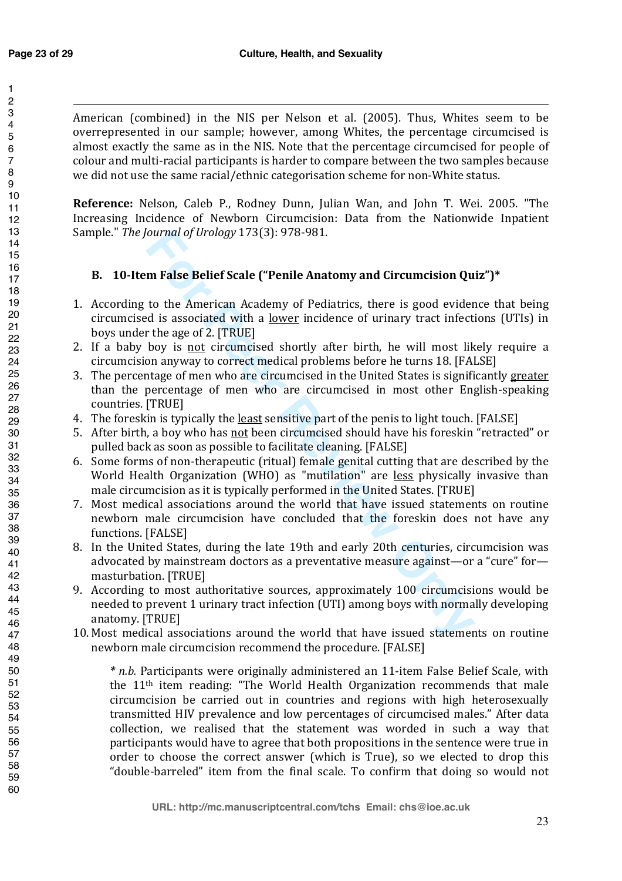American (combined) in the NIS per Nelson et al. (2005). Thus, Whites seem to be overrepresented in our sample; however, among Whites, the percentage circumcised is almost exactly the same as in the NIS. Note that the percentage circumcised for people of colour and multi-racial participants is harder to compare between the two samples because we did not use the same racial/ethnic categorisation scheme for non-White status.

**Reference:** Nelson, Caleb P., Rodney Dunn, Julian Wan, and John T. Wei. 2005. "The Increasing Incidence of Newborn Circumcision: Data from the Nationwide Inpatient Sample." *The Journal of Urology* 173(3): 978-981.

### B. 10-Item False Belief Scale ("Penile Anatomy and Circumcision Quiz")*

1. According to the American Academy of Pediatrics, there is good evidence that being circumcised is associated with a <u>lower</u> incidence of urinary tract infections (UTIs) in boys under the age of 2. [TRUE]
2. If a baby boy is <u>not</u> circumcised shortly after birth, he will most likely require a circumcision anyway to correct medical problems before he turns 18. [FALSE]
3. The percentage of men who are circumcised in the United States is significantly <u>greater</u> than the percentage of men who are circumcised in most other English-speaking countries. [TRUE]
4. The foreskin is typically the <u>least</u> sensitive part of the penis to light touch. [FALSE]
5. After birth, a boy who has <u>not</u> been circumcised should have his foreskin "retracted" or pulled back as soon as possible to facilitate cleaning. [FALSE]
6. Some forms of non-therapeutic (ritual) female genital cutting that are described by the World Health Organization (WHO) as "mutilation" are <u>less</u> physically invasive than male circumcision as it is typically performed in the United States. [TRUE]
7. Most medical associations around the world that have issued statements on routine newborn male circumcision have concluded that the foreskin does not have any functions. [FALSE]
8. In the United States, during the late 19th and early 20th centuries, circumcision was advocated by mainstream doctors as a preventative measure against—or a "cure" for—masturbation. [TRUE]
9. According to most authoritative sources, approximately 100 circumcisions would be needed to prevent 1 urinary tract infection (UTI) among boys with normally developing anatomy. [TRUE]
10. Most medical associations around the world that have issued statements on routine newborn male circumcision recommend the procedure. [FALSE]

> * *n.b.* Participants were originally administered an 11-item False Belief Scale, with the 11th item reading: "The World Health Organization recommends that male circumcision be carried out in countries and regions with high heterosexually transmitted HIV prevalence and low percentages of circumcised males." After data collection, we realised that the statement was worded in such a way that participants would have to agree that both propositions in the sentence were true in order to choose the correct answer (which is True), so we elected to drop this "double-barreled" item from the final scale. To confirm that doing so would not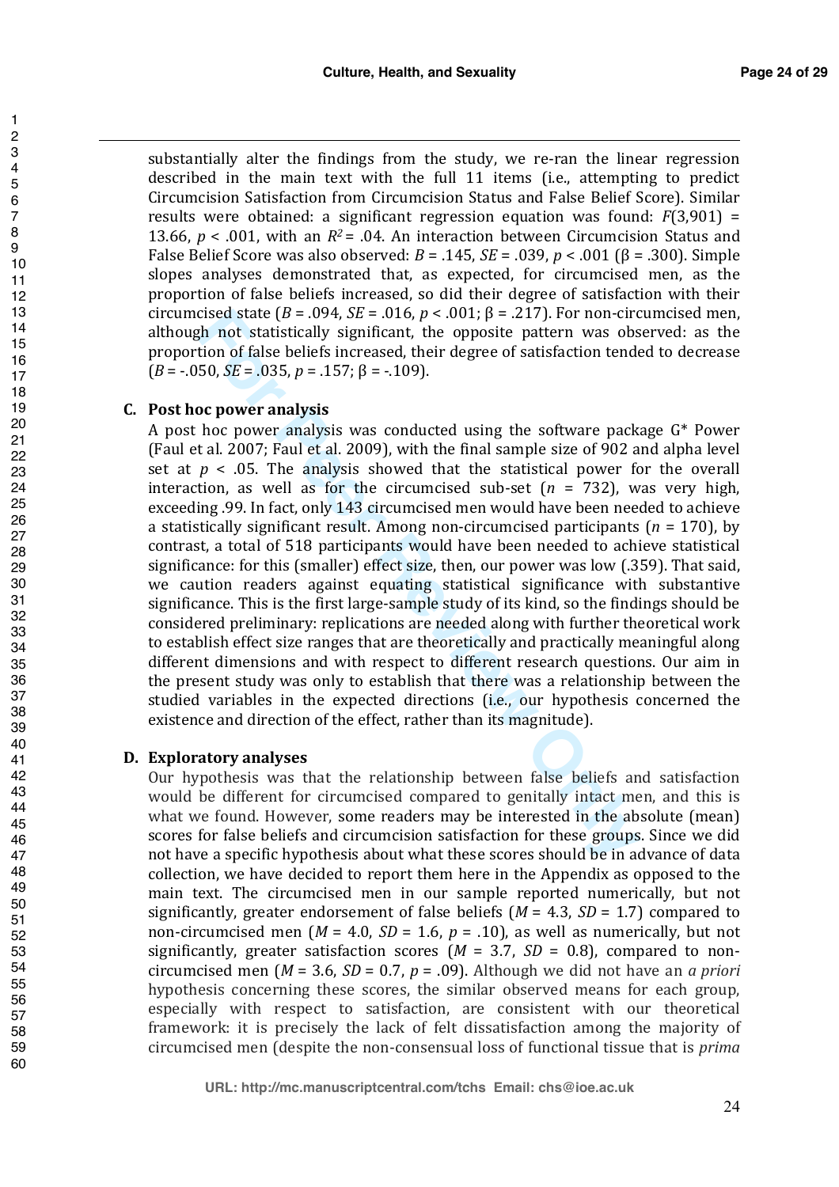substantially alter the findings from the study, we re-ran the linear regression described in the main text with the full 11 items (i.e., attempting to predict Circumcision Satisfaction from Circumcision Status and False Belief Score). Similar results were obtained: a significant regression equation was found: $F(3,901) = 13.66$, $p < .001$, with an $R^2 = .04$. An interaction between Circumcision Status and False Belief Score was also observed: $B = .145$, $SE = .039$, $p < .001$ ($\beta = .300$). Simple slopes analyses demonstrated that, as expected, for circumcised men, as the proportion of false beliefs increased, so did their degree of satisfaction with their circumcised state ($B = .094$, $SE = .016$, $p < .001$; $\beta = .217$). For non-circumcised men, although not statistically significant, the opposite pattern was observed: as the proportion of false beliefs increased, their degree of satisfaction tended to decrease ($B = -.050$, $SE = .035$, $p = .157$; $\beta = -.109$).

**C. Post hoc power analysis**

A post hoc power analysis was conducted using the software package G* Power (Faul et al. 2007; Faul et al. 2009), with the final sample size of 902 and alpha level set at $p < .05$. The analysis showed that the statistical power for the overall interaction, as well as for the circumcised sub-set ($n = 732$), was very high, exceeding .99. In fact, only 143 circumcised men would have been needed to achieve a statistically significant result. Among non-circumcised participants ($n = 170$), by contrast, a total of 518 participants would have been needed to achieve statistical significance: for this (smaller) effect size, then, our power was low (.359). That said, we caution readers against equating statistical significance with substantive significance. This is the first large-sample study of its kind, so the findings should be considered preliminary: replications are needed along with further theoretical work to establish effect size ranges that are theoretically and practically meaningful along different dimensions and with respect to different research questions. Our aim in the present study was only to establish that there was a relationship between the studied variables in the expected directions (i.e., our hypothesis concerned the existence and direction of the effect, rather than its magnitude).

**D. Exploratory analyses**

Our hypothesis was that the relationship between false beliefs and satisfaction would be different for circumcised compared to genitally intact men, and this is what we found. However, some readers may be interested in the absolute (mean) scores for false beliefs and circumcision satisfaction for these groups. Since we did not have a specific hypothesis about what these scores should be in advance of data collection, we have decided to report them here in the Appendix as opposed to the main text. The circumcised men in our sample reported numerically, but not significantly, greater endorsement of false beliefs ($M = 4.3$, $SD = 1.7$) compared to non-circumcised men ($M = 4.0$, $SD = 1.6$, $p = .10$), as well as numerically, but not significantly, greater satisfaction scores ($M = 3.7$, $SD = 0.8$), compared to non-circumcised men ($M = 3.6$, $SD = 0.7$, $p = .09$). Although we did not have an *a priori* hypothesis concerning these scores, the similar observed means for each group, especially with respect to satisfaction, are consistent with our theoretical framework: it is precisely the lack of felt dissatisfaction among the majority of circumcised men (despite the non-consensual loss of functional tissue that is *prima*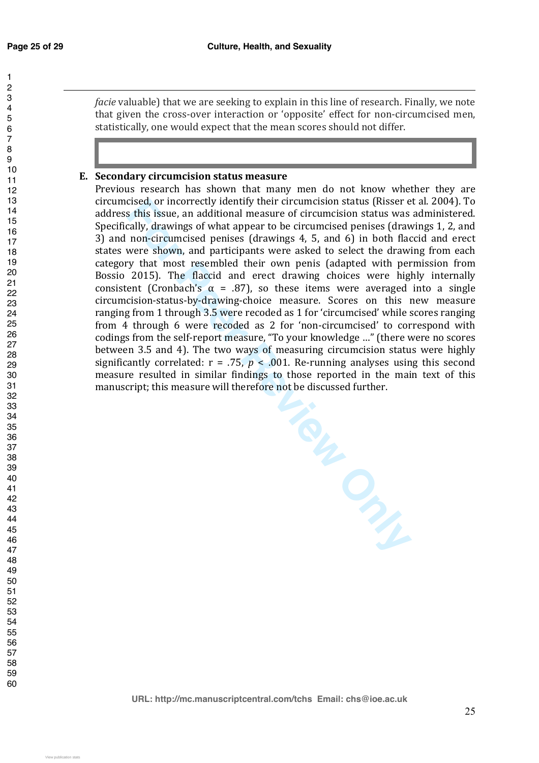*facie* valuable) that we are seeking to explain in this line of research. Finally, we note that given the cross-over interaction or 'opposite' effect for non-circumcised men, statistically, one would expect that the mean scores should not differ.

**E. Secondary circumcision status measure**

Previous research has shown that many men do not know whether they are circumcised, or incorrectly identify their circumcision status (Risser et al. 2004). To address this issue, an additional measure of circumcision status was administered. Specifically, drawings of what appear to be circumcised penises (drawings 1, 2, and 3) and non-circumcised penises (drawings 4, 5, and 6) in both flaccid and erect states were shown, and participants were asked to select the drawing from each category that most resembled their own penis (adapted with permission from Bossio 2015). The flaccid and erect drawing choices were highly internally consistent (Cronbach's $\alpha = .87$), so these items were averaged into a single circumcision-status-by-drawing-choice measure. Scores on this new measure ranging from 1 through 3.5 were recoded as 1 for 'circumcised' while scores ranging from 4 through 6 were recoded as 2 for 'non-circumcised' to correspond with codings from the self-report measure, "To your knowledge …" (there were no scores between 3.5 and 4). The two ways of measuring circumcision status were highly significantly correlated: $r = .75$, $p < .001$. Re-running analyses using this second measure resulted in similar findings to those reported in the main text of this manuscript; this measure will therefore not be discussed further.